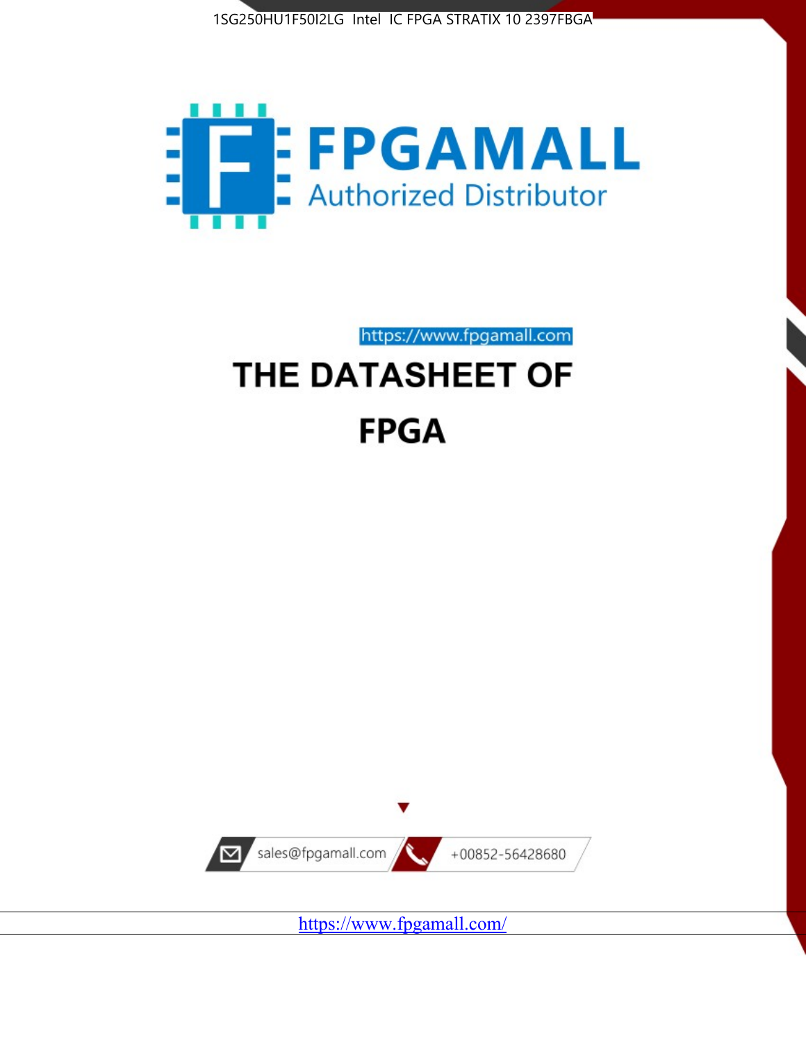1SG250HU1F50I2LG Intel IC FPGA STRATIX 10 2397FBGA

FPGAMALL

Authorized Distributor

https://www.fpgamall.com

# THE DATASHEET OF FPGA

sales@fpgamall.com

+00852-56428680

https://www.fpgamall.com/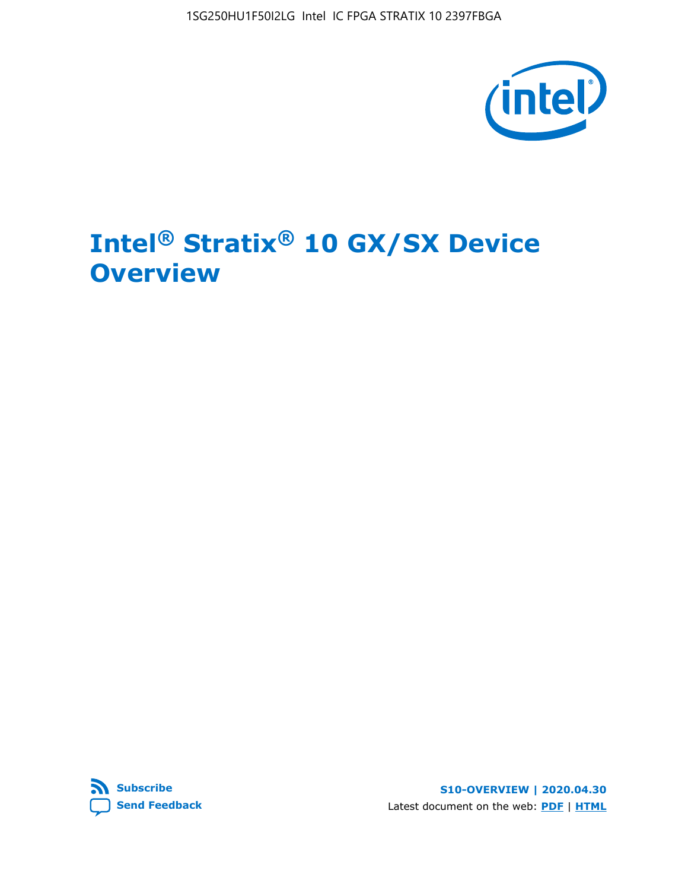# Intel® Stratix® 10 GX/SX Device Overview

S10-OVERVIEW | 2020.04.30

Latest document on the web: PDF | HTML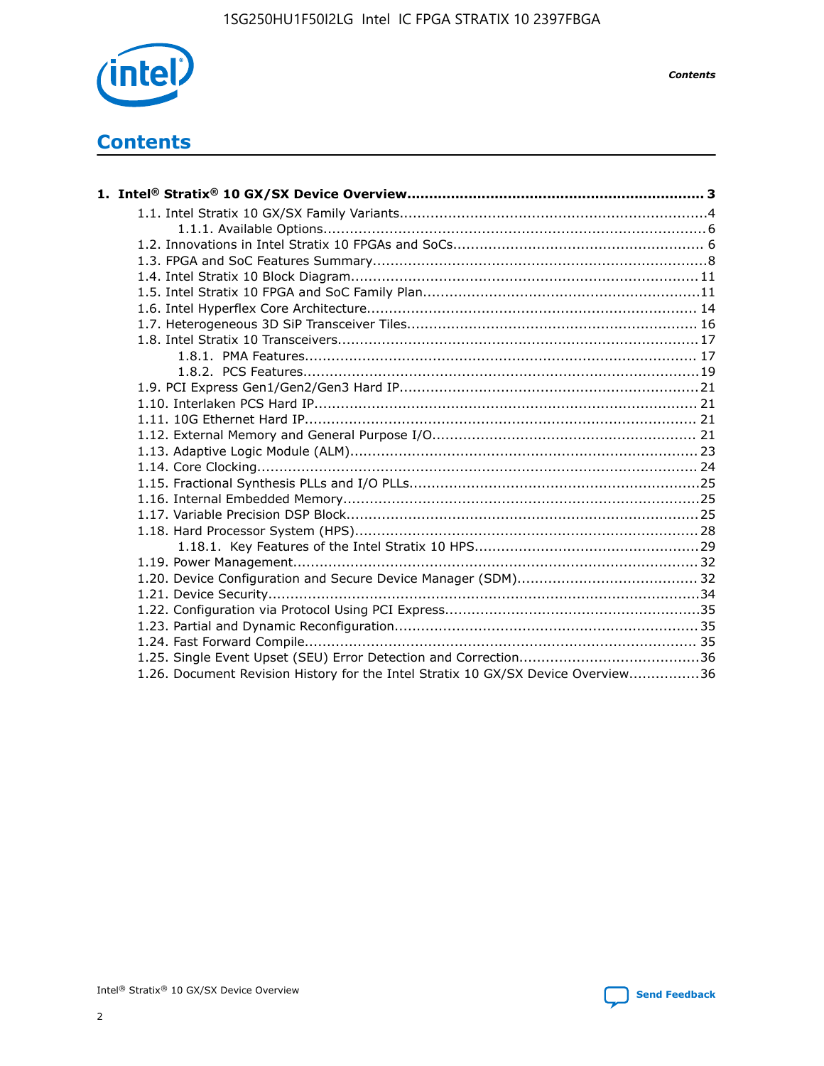# Contents

**1. Intel® Stratix® 10 GX/SX Device Overview.................................................................. 3**

- 1.1. Intel Stratix 10 GX/SX Family Variants.....................................................................4
    - 1.1.1. Available Options...................................................................................... 6
- 1.2. Innovations in Intel Stratix 10 FPGAs and SoCs........................................................ 6
- 1.3. FPGA and SoC Features Summary...........................................................................8
- 1.4. Intel Stratix 10 Block Diagram.............................................................................. 11
- 1.5. Intel Stratix 10 FPGA and SoC Family Plan..............................................................11
- 1.6. Intel Hyperflex Core Architecture.......................................................................... 14
- 1.7. Heterogeneous 3D SiP Transceiver Tiles................................................................ 16
- 1.8. Intel Stratix 10 Transceivers................................................................................ 17
    - 1.8.1. PMA Features........................................................................................ 17
    - 1.8.2. PCS Features.........................................................................................19
- 1.9. PCI Express Gen1/Gen2/Gen3 Hard IP.................................................................. 21
- 1.10. Interlaken PCS Hard IP...................................................................................... 21
- 1.11. 10G Ethernet Hard IP........................................................................................ 21
- 1.12. External Memory and General Purpose I/O........................................................... 21
- 1.13. Adaptive Logic Module (ALM).............................................................................. 23
- 1.14. Core Clocking................................................................................................... 24
- 1.15. Fractional Synthesis PLLs and I/O PLLs.................................................................25
- 1.16. Internal Embedded Memory................................................................................25
- 1.17. Variable Precision DSP Block...............................................................................25
- 1.18. Hard Processor System (HPS)............................................................................. 28
    - 1.18.1. Key Features of the Intel Stratix 10 HPS..................................................29
- 1.19. Power Management.......................................................................................... 32
- 1.20. Device Configuration and Secure Device Manager (SDM)........................................ 32
- 1.21. Device Security.................................................................................................34
- 1.22. Configuration via Protocol Using PCI Express.........................................................35
- 1.23. Partial and Dynamic Reconfiguration.................................................................... 35
- 1.24. Fast Forward Compile........................................................................................ 35
- 1.25. Single Event Upset (SEU) Error Detection and Correction........................................36
- 1.26. Document Revision History for the Intel Stratix 10 GX/SX Device Overview................36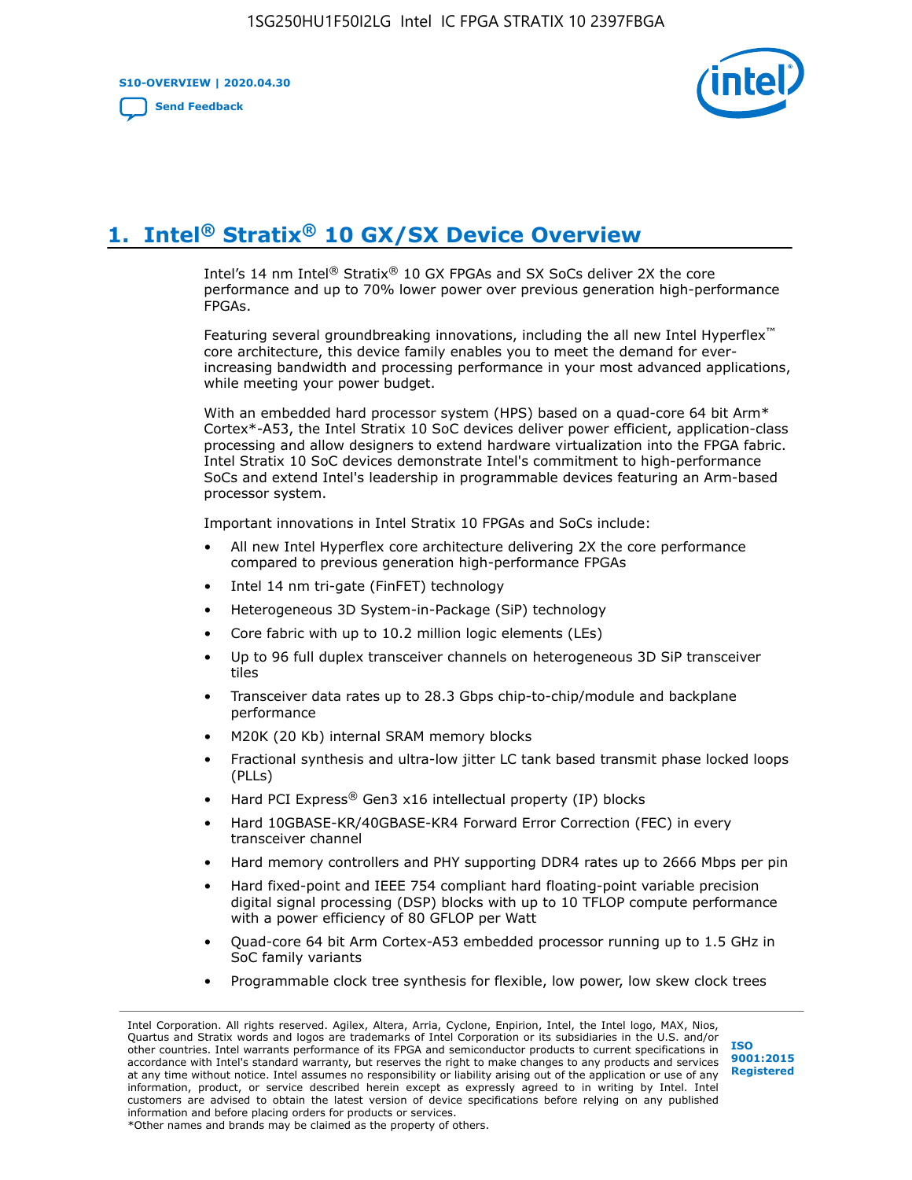# 1. Intel® Stratix® 10 GX/SX Device Overview

Intel's 14 nm Intel® Stratix® 10 GX FPGAs and SX SoCs deliver 2X the core performance and up to 70% lower power over previous generation high-performance FPGAs.

Featuring several groundbreaking innovations, including the all new Intel Hyperflex™ core architecture, this device family enables you to meet the demand for ever-increasing bandwidth and processing performance in your most advanced applications, while meeting your power budget.

With an embedded hard processor system (HPS) based on a quad-core 64 bit Arm* Cortex*-A53, the Intel Stratix 10 SoC devices deliver power efficient, application-class processing and allow designers to extend hardware virtualization into the FPGA fabric. Intel Stratix 10 SoC devices demonstrate Intel's commitment to high-performance SoCs and extend Intel's leadership in programmable devices featuring an Arm-based processor system.

Important innovations in Intel Stratix 10 FPGAs and SoCs include:

- All new Intel Hyperflex core architecture delivering 2X the core performance compared to previous generation high-performance FPGAs
- Intel 14 nm tri-gate (FinFET) technology
- Heterogeneous 3D System-in-Package (SiP) technology
- Core fabric with up to 10.2 million logic elements (LEs)
- Up to 96 full duplex transceiver channels on heterogeneous 3D SiP transceiver tiles
- Transceiver data rates up to 28.3 Gbps chip-to-chip/module and backplane performance
- M20K (20 Kb) internal SRAM memory blocks
- Fractional synthesis and ultra-low jitter LC tank based transmit phase locked loops (PLLs)
- Hard PCI Express® Gen3 x16 intellectual property (IP) blocks
- Hard 10GBASE-KR/40GBASE-KR4 Forward Error Correction (FEC) in every transceiver channel
- Hard memory controllers and PHY supporting DDR4 rates up to 2666 Mbps per pin
- Hard fixed-point and IEEE 754 compliant hard floating-point variable precision digital signal processing (DSP) blocks with up to 10 TFLOP compute performance with a power efficiency of 80 GFLOP per Watt
- Quad-core 64 bit Arm Cortex-A53 embedded processor running up to 1.5 GHz in SoC family variants
- Programmable clock tree synthesis for flexible, low power, low skew clock trees

Intel Corporation. All rights reserved. Agilex, Altera, Arria, Cyclone, Enpirion, Intel, the Intel logo, MAX, Nios, Quartus and Stratix words and logos are trademarks of Intel Corporation or its subsidiaries in the U.S. and/or other countries. Intel warrants performance of its FPGA and semiconductor products to current specifications in accordance with Intel's standard warranty, but reserves the right to make changes to any products and services at any time without notice. Intel assumes no responsibility or liability arising out of the application or use of any information, product, or service described herein except as expressly agreed to in writing by Intel. Intel customers are advised to obtain the latest version of device specifications before relying on any published information and before placing orders for products or services.
*Other names and brands may be claimed as the property of others.

ISO 9001:2015 Registered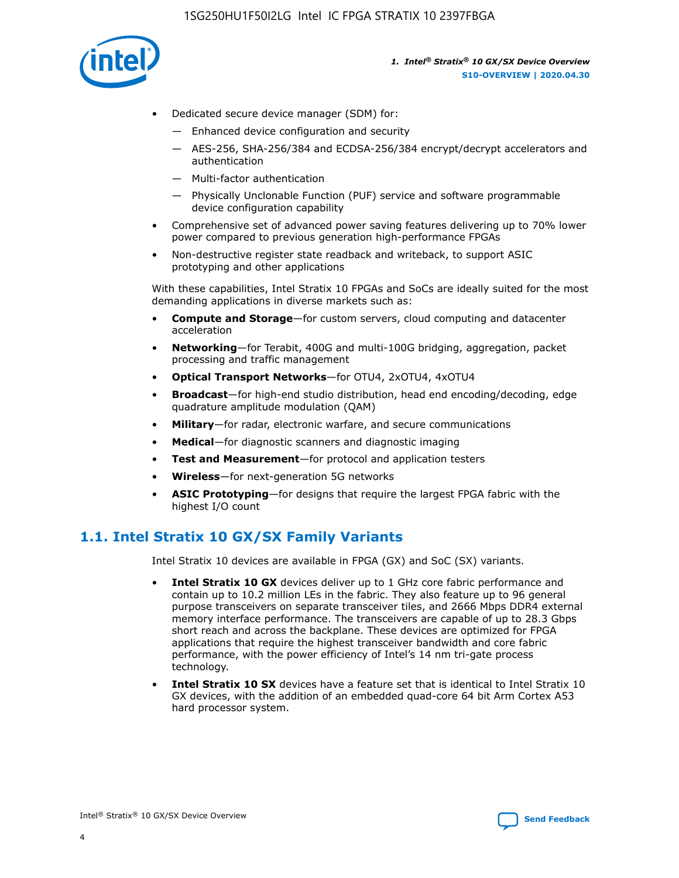- Dedicated secure device manager (SDM) for:
  - — Enhanced device configuration and security
  - — AES-256, SHA-256/384 and ECDSA-256/384 encrypt/decrypt accelerators and authentication
  - — Multi-factor authentication
  - — Physically Unclonable Function (PUF) service and software programmable device configuration capability
- Comprehensive set of advanced power saving features delivering up to 70% lower power compared to previous generation high-performance FPGAs
- Non-destructive register state readback and writeback, to support ASIC prototyping and other applications

With these capabilities, Intel Stratix 10 FPGAs and SoCs are ideally suited for the most demanding applications in diverse markets such as:

- **Compute and Storage**—for custom servers, cloud computing and datacenter acceleration
- **Networking**—for Terabit, 400G and multi-100G bridging, aggregation, packet processing and traffic management
- **Optical Transport Networks**—for OTU4, 2xOTU4, 4xOTU4
- **Broadcast**—for high-end studio distribution, head end encoding/decoding, edge quadrature amplitude modulation (QAM)
- **Military**—for radar, electronic warfare, and secure communications
- **Medical**—for diagnostic scanners and diagnostic imaging
- **Test and Measurement**—for protocol and application testers
- **Wireless**—for next-generation 5G networks
- **ASIC Prototyping**—for designs that require the largest FPGA fabric with the highest I/O count

## 1.1. Intel Stratix 10 GX/SX Family Variants

Intel Stratix 10 devices are available in FPGA (GX) and SoC (SX) variants.

- **Intel Stratix 10 GX** devices deliver up to 1 GHz core fabric performance and contain up to 10.2 million LEs in the fabric. They also feature up to 96 general purpose transceivers on separate transceiver tiles, and 2666 Mbps DDR4 external memory interface performance. The transceivers are capable of up to 28.3 Gbps short reach and across the backplane. These devices are optimized for FPGA applications that require the highest transceiver bandwidth and core fabric performance, with the power efficiency of Intel's 14 nm tri-gate process technology.
- **Intel Stratix 10 SX** devices have a feature set that is identical to Intel Stratix 10 GX devices, with the addition of an embedded quad-core 64 bit Arm Cortex A53 hard processor system.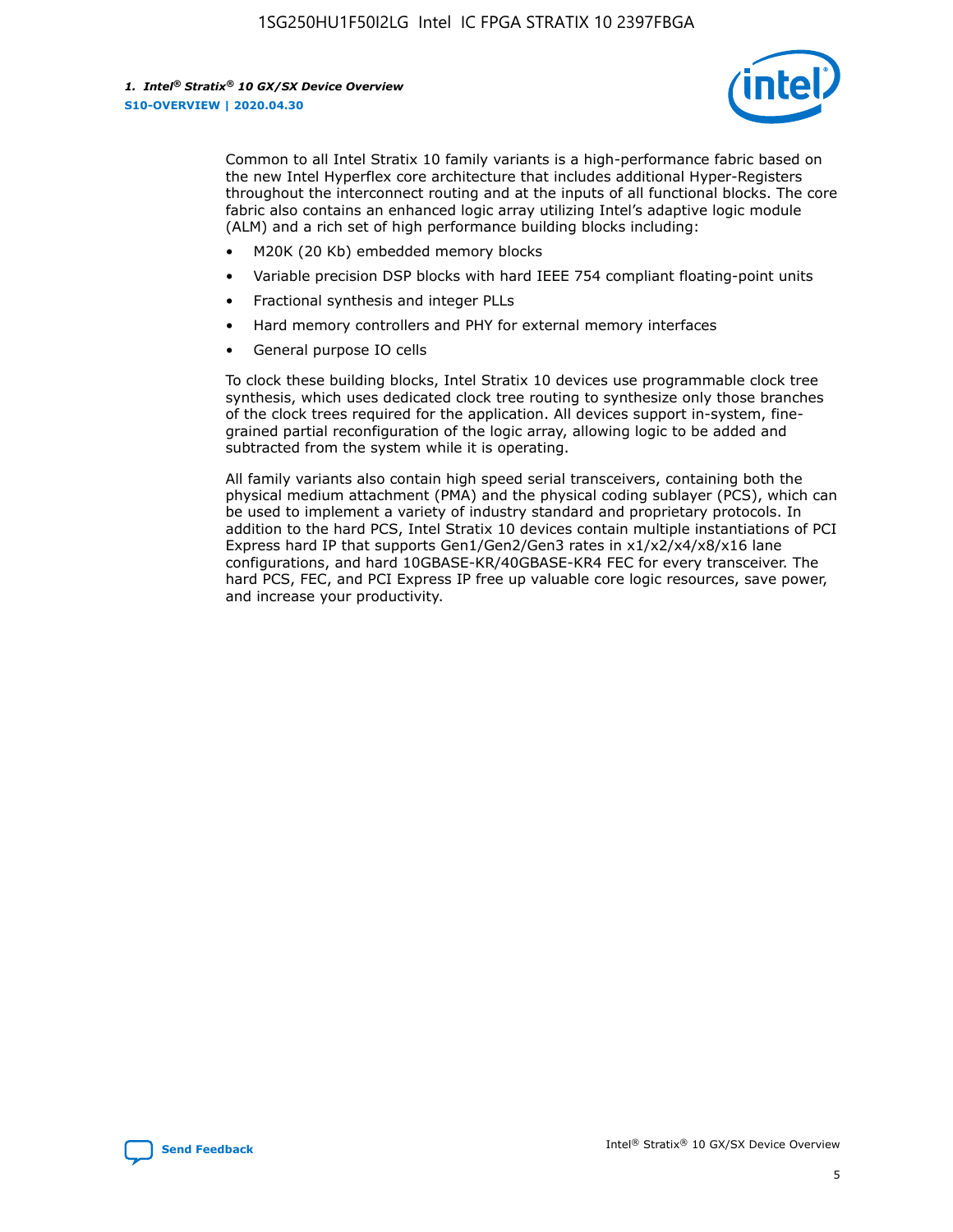Common to all Intel Stratix 10 family variants is a high-performance fabric based on the new Intel Hyperflex core architecture that includes additional Hyper-Registers throughout the interconnect routing and at the inputs of all functional blocks. The core fabric also contains an enhanced logic array utilizing Intel's adaptive logic module (ALM) and a rich set of high performance building blocks including:

- M20K (20 Kb) embedded memory blocks
- Variable precision DSP blocks with hard IEEE 754 compliant floating-point units
- Fractional synthesis and integer PLLs
- Hard memory controllers and PHY for external memory interfaces
- General purpose IO cells

To clock these building blocks, Intel Stratix 10 devices use programmable clock tree synthesis, which uses dedicated clock tree routing to synthesize only those branches of the clock trees required for the application. All devices support in-system, fine-grained partial reconfiguration of the logic array, allowing logic to be added and subtracted from the system while it is operating.

All family variants also contain high speed serial transceivers, containing both the physical medium attachment (PMA) and the physical coding sublayer (PCS), which can be used to implement a variety of industry standard and proprietary protocols. In addition to the hard PCS, Intel Stratix 10 devices contain multiple instantiations of PCI Express hard IP that supports Gen1/Gen2/Gen3 rates in x1/x2/x4/x8/x16 lane configurations, and hard 10GBASE-KR/40GBASE-KR4 FEC for every transceiver. The hard PCS, FEC, and PCI Express IP free up valuable core logic resources, save power, and increase your productivity.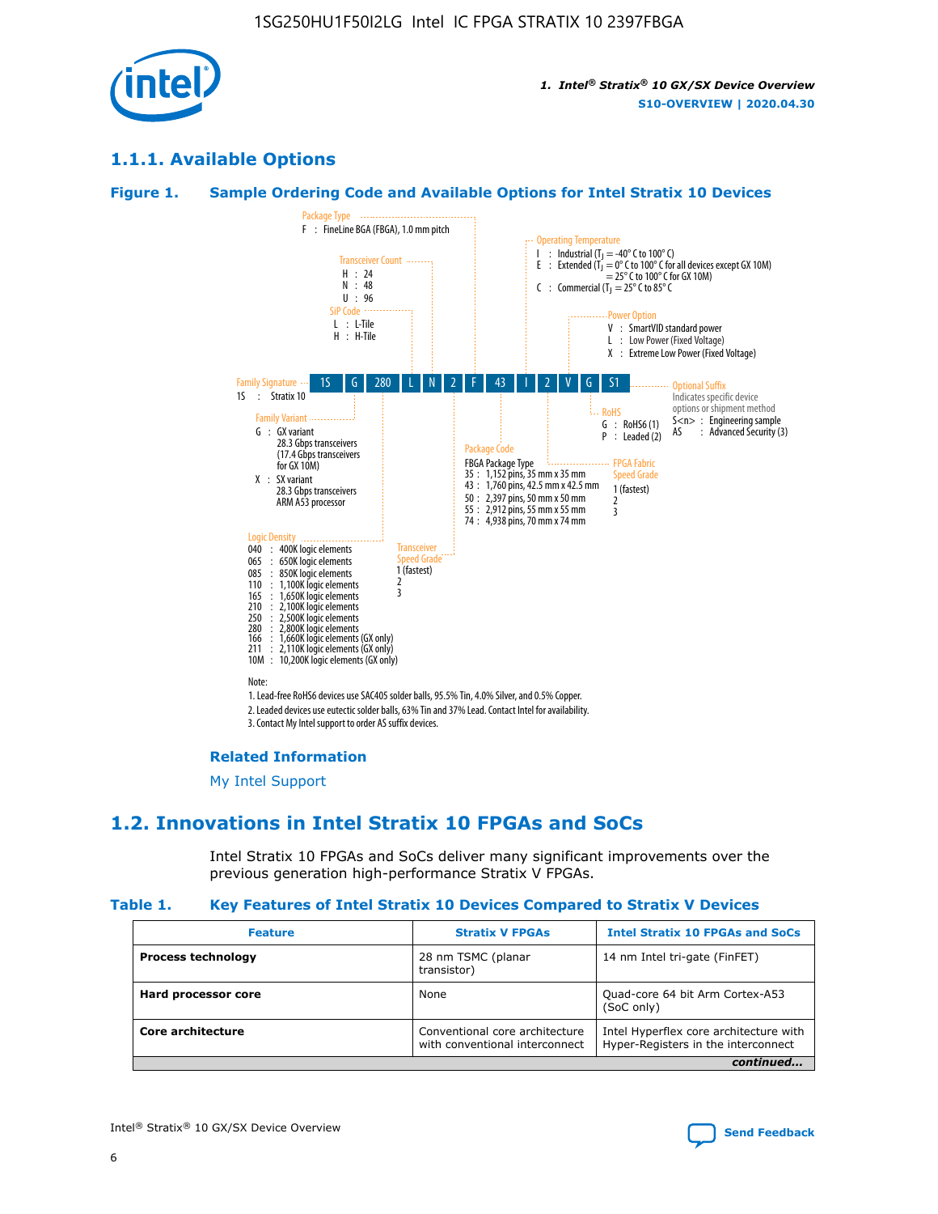## 1.1.1. Available Options

### Figure 1. Sample Ordering Code and Available Options for Intel Stratix 10 Devices

Package Type
F : FineLine BGA (FBGA), 1.0 mm pitch

Transceiver Count
H : 24
N : 48
U : 96

SiP Code
L : L-Tile
H : H-Tile

Operating Temperature
I : Industrial ($T_J$ = -40° C to 100° C)
E : Extended ($T_J$ = 0° C to 100° C for all devices except GX 10M)
= 25° C to 100° C for GX 10M)
C : Commercial ($T_J$ = 25° C to 85° C

Power Option
V : SmartVID standard power
L : Low Power (Fixed Voltage)
X : Extreme Low Power (Fixed Voltage)

| 1S | G | 280 | L | N | 2 | F | 43 | I | 2 | V | G | S1 |
|---|---|---|---|---|---|---|---|---|---|---|---|---|

Family Signature
1S : Stratix 10

Family Variant
G : GX variant
28.3 Gbps transceivers
(17.4 Gbps transceivers for GX 10M)
X : SX variant
28.3 Gbps transceivers
ARM A53 processor

Logic Density
040 : 400K logic elements
065 : 650K logic elements
085 : 850K logic elements
110 : 1,100K logic elements
165 : 1,650K logic elements
210 : 2,100K logic elements
250 : 2,500K logic elements
280 : 2,800K logic elements
166 : 1,660K logic elements (GX only)
211 : 2,110K logic elements (GX only)
10M : 10,200K logic elements (GX only)

Transceiver Speed Grade
1 (fastest)
2
3

Package Code
FBGA Package Type
35 : 1,152 pins, 35 mm x 35 mm
43 : 1,760 pins, 42.5 mm x 42.5 mm
50 : 2,397 pins, 50 mm x 50 mm
55 : 2,912 pins, 55 mm x 55 mm
74 : 4,938 pins, 70 mm x 74 mm

FPGA Fabric Speed Grade
1 (fastest)
2
3

RoHS
G : RoHS6 (1)
P : Leaded (2)

Optional Suffix
Indicates specific device options or shipment method
S<n> : Engineering sample
AS : Advanced Security (3)

Note:
1. Lead-free RoHS6 devices use SAC405 solder balls, 95.5% Tin, 4.0% Silver, and 0.5% Copper.
2. Leaded devices use eutectic solder balls, 63% Tin and 37% Lead. Contact Intel for availability.
3. Contact My Intel support to order AS suffix devices.

#### Related Information

My Intel Support

## 1.2. Innovations in Intel Stratix 10 FPGAs and SoCs

Intel Stratix 10 FPGAs and SoCs deliver many significant improvements over the previous generation high-performance Stratix V FPGAs.

### Table 1. Key Features of Intel Stratix 10 Devices Compared to Stratix V Devices

| Feature | Stratix V FPGAs | Intel Stratix 10 FPGAs and SoCs |
|---|---|---|
| **Process technology** | 28 nm TSMC (planar transistor) | 14 nm Intel tri-gate (FinFET) |
| **Hard processor core** | None | Quad-core 64 bit Arm Cortex-A53 (SoC only) |
| **Core architecture** | Conventional core architecture with conventional interconnect | Intel Hyperflex core architecture with Hyper-Registers in the interconnect |

*continued...*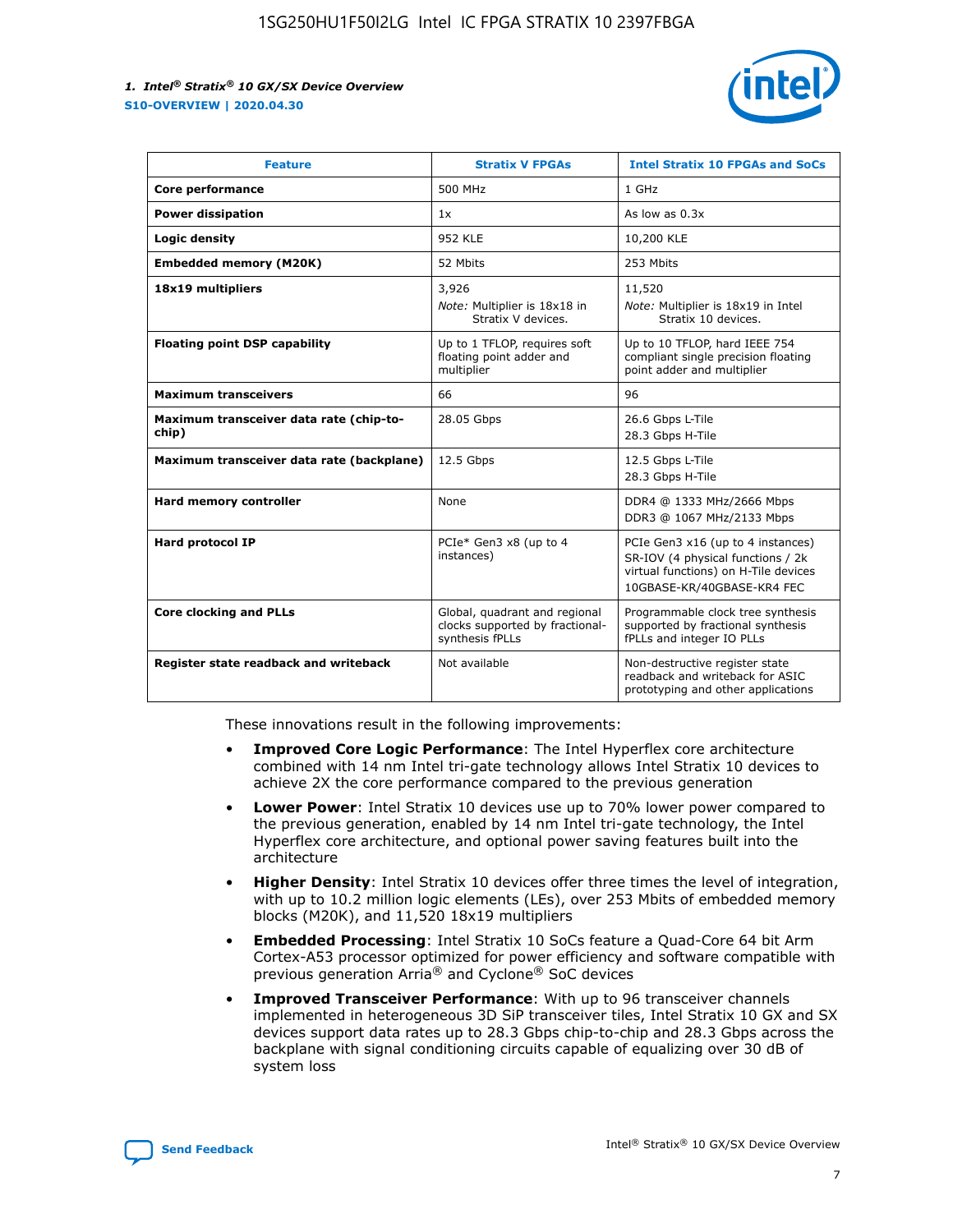| Feature | Stratix V FPGAs | Intel Stratix 10 FPGAs and SoCs |
| --- | --- | --- |
| **Core performance** | 500 MHz | 1 GHz |
| **Power dissipation** | 1x | As low as 0.3x |
| **Logic density** | 952 KLE | 10,200 KLE |
| **Embedded memory (M20K)** | 52 Mbits | 253 Mbits |
| **18x19 multipliers** | 3,926<br>*Note:* Multiplier is 18x18 in Stratix V devices. | 11,520<br>*Note:* Multiplier is 18x19 in Intel Stratix 10 devices. |
| **Floating point DSP capability** | Up to 1 TFLOP, requires soft floating point adder and multiplier | Up to 10 TFLOP, hard IEEE 754 compliant single precision floating point adder and multiplier |
| **Maximum transceivers** | 66 | 96 |
| **Maximum transceiver data rate (chip-to-chip)** | 28.05 Gbps | 26.6 Gbps L-Tile<br>28.3 Gbps H-Tile |
| **Maximum transceiver data rate (backplane)** | 12.5 Gbps | 12.5 Gbps L-Tile<br>28.3 Gbps H-Tile |
| **Hard memory controller** | None | DDR4 @ 1333 MHz/2666 Mbps<br>DDR3 @ 1067 MHz/2133 Mbps |
| **Hard protocol IP** | PCIe* Gen3 x8 (up to 4 instances) | PCIe Gen3 x16 (up to 4 instances)<br>SR-IOV (4 physical functions / 2k virtual functions) on H-Tile devices<br>10GBASE-KR/40GBASE-KR4 FEC |
| **Core clocking and PLLs** | Global, quadrant and regional clocks supported by fractional-synthesis fPLLs | Programmable clock tree synthesis supported by fractional synthesis fPLLs and integer IO PLLs |
| **Register state readback and writeback** | Not available | Non-destructive register state readback and writeback for ASIC prototyping and other applications |

These innovations result in the following improvements:

- **Improved Core Logic Performance**: The Intel Hyperflex core architecture combined with 14 nm Intel tri-gate technology allows Intel Stratix 10 devices to achieve 2X the core performance compared to the previous generation
- **Lower Power**: Intel Stratix 10 devices use up to 70% lower power compared to the previous generation, enabled by 14 nm Intel tri-gate technology, the Intel Hyperflex core architecture, and optional power saving features built into the architecture
- **Higher Density**: Intel Stratix 10 devices offer three times the level of integration, with up to 10.2 million logic elements (LEs), over 253 Mbits of embedded memory blocks (M20K), and 11,520 18x19 multipliers
- **Embedded Processing**: Intel Stratix 10 SoCs feature a Quad-Core 64 bit Arm Cortex-A53 processor optimized for power efficiency and software compatible with previous generation Arria® and Cyclone® SoC devices
- **Improved Transceiver Performance**: With up to 96 transceiver channels implemented in heterogeneous 3D SiP transceiver tiles, Intel Stratix 10 GX and SX devices support data rates up to 28.3 Gbps chip-to-chip and 28.3 Gbps across the backplane with signal conditioning circuits capable of equalizing over 30 dB of system loss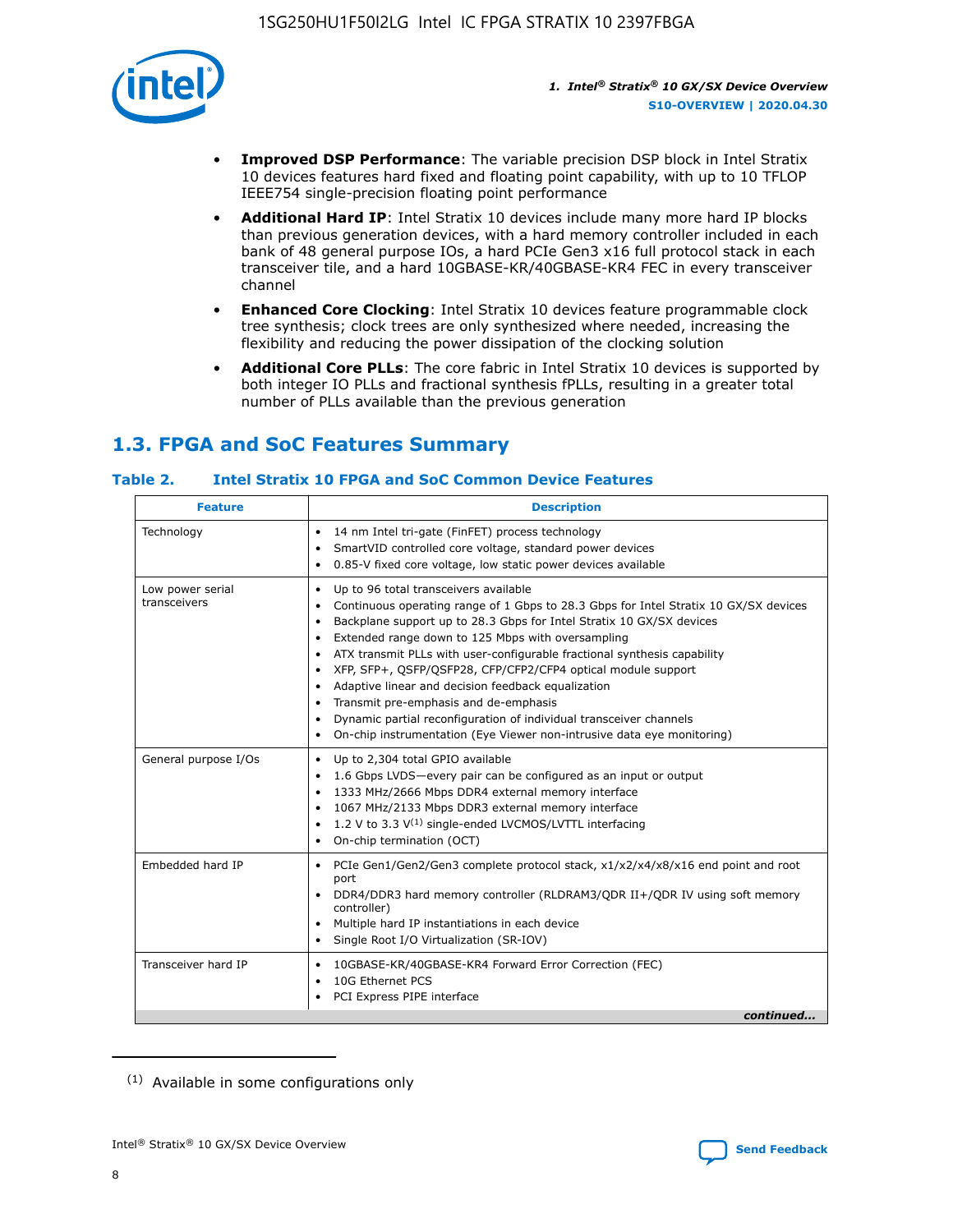- **Improved DSP Performance**: The variable precision DSP block in Intel Stratix 10 devices features hard fixed and floating point capability, with up to 10 TFLOP IEEE754 single-precision floating point performance
- **Additional Hard IP**: Intel Stratix 10 devices include many more hard IP blocks than previous generation devices, with a hard memory controller included in each bank of 48 general purpose IOs, a hard PCIe Gen3 x16 full protocol stack in each transceiver tile, and a hard 10GBASE-KR/40GBASE-KR4 FEC in every transceiver channel
- **Enhanced Core Clocking**: Intel Stratix 10 devices feature programmable clock tree synthesis; clock trees are only synthesized where needed, increasing the flexibility and reducing the power dissipation of the clocking solution
- **Additional Core PLLs**: The core fabric in Intel Stratix 10 devices is supported by both integer IO PLLs and fractional synthesis fPLLs, resulting in a greater total number of PLLs available than the previous generation

## 1.3. FPGA and SoC Features Summary

### Table 2. Intel Stratix 10 FPGA and SoC Common Device Features

| Feature | Description |
|---|---|
| Technology | • 14 nm Intel tri-gate (FinFET) process technology<br>• SmartVID controlled core voltage, standard power devices<br>• 0.85-V fixed core voltage, low static power devices available |
| Low power serial transceivers | • Up to 96 total transceivers available<br>• Continuous operating range of 1 Gbps to 28.3 Gbps for Intel Stratix 10 GX/SX devices<br>• Backplane support up to 28.3 Gbps for Intel Stratix 10 GX/SX devices<br>• Extended range down to 125 Mbps with oversampling<br>• ATX transmit PLLs with user-configurable fractional synthesis capability<br>• XFP, SFP+, QSFP/QSFP28, CFP/CFP2/CFP4 optical module support<br>• Adaptive linear and decision feedback equalization<br>• Transmit pre-emphasis and de-emphasis<br>• Dynamic partial reconfiguration of individual transceiver channels<br>• On-chip instrumentation (Eye Viewer non-intrusive data eye monitoring) |
| General purpose I/Os | • Up to 2,304 total GPIO available<br>• 1.6 Gbps LVDS—every pair can be configured as an input or output<br>• 1333 MHz/2666 Mbps DDR4 external memory interface<br>• 1067 MHz/2133 Mbps DDR3 external memory interface<br>• 1.2 V to 3.3 V[(1)] single-ended LVCMOS/LVTTL interfacing<br>• On-chip termination (OCT) |
| Embedded hard IP | • PCIe Gen1/Gen2/Gen3 complete protocol stack, x1/x2/x4/x8/x16 end point and root port<br>• DDR4/DDR3 hard memory controller (RLDRAM3/QDR II+/QDR IV using soft memory controller)<br>• Multiple hard IP instantiations in each device<br>• Single Root I/O Virtualization (SR-IOV) |
| Transceiver hard IP | • 10GBASE-KR/40GBASE-KR4 Forward Error Correction (FEC)<br>• 10G Ethernet PCS<br>• PCI Express PIPE interface |

*continued...*

(1) Available in some configurations only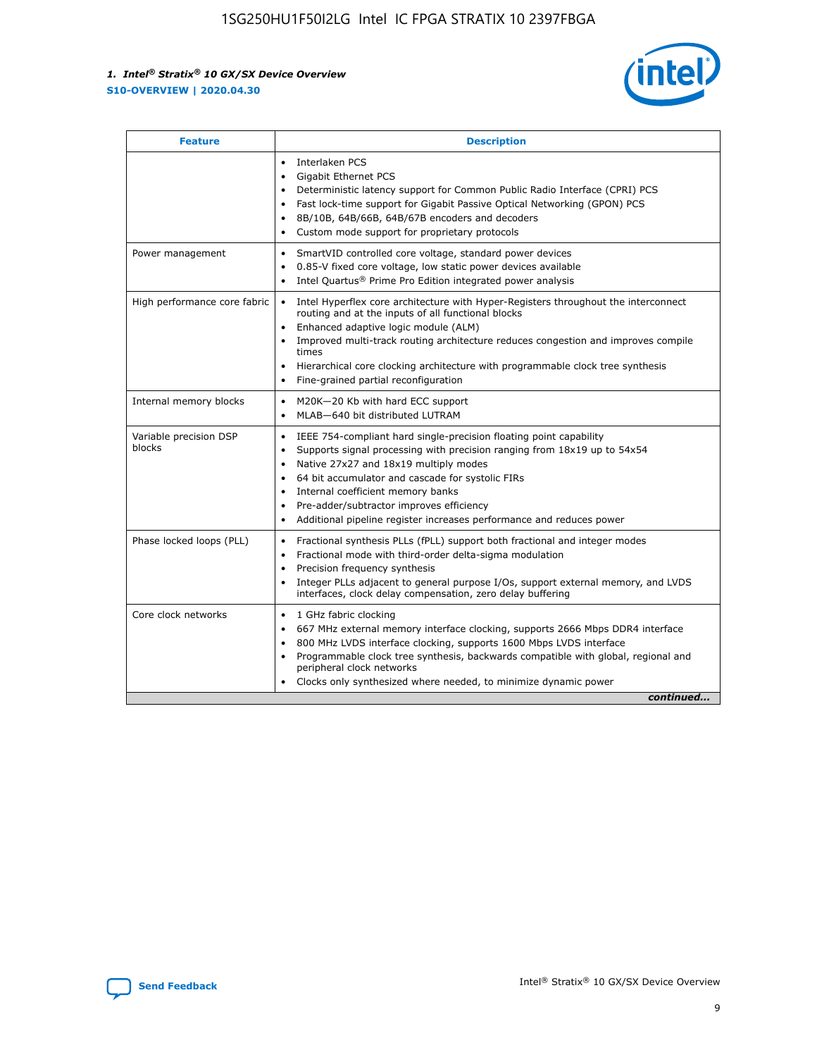| Feature | Description |
| --- | --- |
| | • Interlaken PCS<br>• Gigabit Ethernet PCS<br>• Deterministic latency support for Common Public Radio Interface (CPRI) PCS<br>• Fast lock-time support for Gigabit Passive Optical Networking (GPON) PCS<br>• 8B/10B, 64B/66B, 64B/67B encoders and decoders<br>• Custom mode support for proprietary protocols |
| Power management | • SmartVID controlled core voltage, standard power devices<br>• 0.85-V fixed core voltage, low static power devices available<br>• Intel Quartus® Prime Pro Edition integrated power analysis |
| High performance core fabric | • Intel Hyperflex core architecture with Hyper-Registers throughout the interconnect routing and at the inputs of all functional blocks<br>• Enhanced adaptive logic module (ALM)<br>• Improved multi-track routing architecture reduces congestion and improves compile times<br>• Hierarchical core clocking architecture with programmable clock tree synthesis<br>• Fine-grained partial reconfiguration |
| Internal memory blocks | • M20K—20 Kb with hard ECC support<br>• MLAB—640 bit distributed LUTRAM |
| Variable precision DSP blocks | • IEEE 754-compliant hard single-precision floating point capability<br>• Supports signal processing with precision ranging from 18x19 up to 54x54<br>• Native 27x27 and 18x19 multiply modes<br>• 64 bit accumulator and cascade for systolic FIRs<br>• Internal coefficient memory banks<br>• Pre-adder/subtractor improves efficiency<br>• Additional pipeline register increases performance and reduces power |
| Phase locked loops (PLL) | • Fractional synthesis PLLs (fPLL) support both fractional and integer modes<br>• Fractional mode with third-order delta-sigma modulation<br>• Precision frequency synthesis<br>• Integer PLLs adjacent to general purpose I/Os, support external memory, and LVDS interfaces, clock delay compensation, zero delay buffering |
| Core clock networks | • 1 GHz fabric clocking<br>• 667 MHz external memory interface clocking, supports 2666 Mbps DDR4 interface<br>• 800 MHz LVDS interface clocking, supports 1600 Mbps LVDS interface<br>• Programmable clock tree synthesis, backwards compatible with global, regional and peripheral clock networks<br>• Clocks only synthesized where needed, to minimize dynamic power |

*continued...*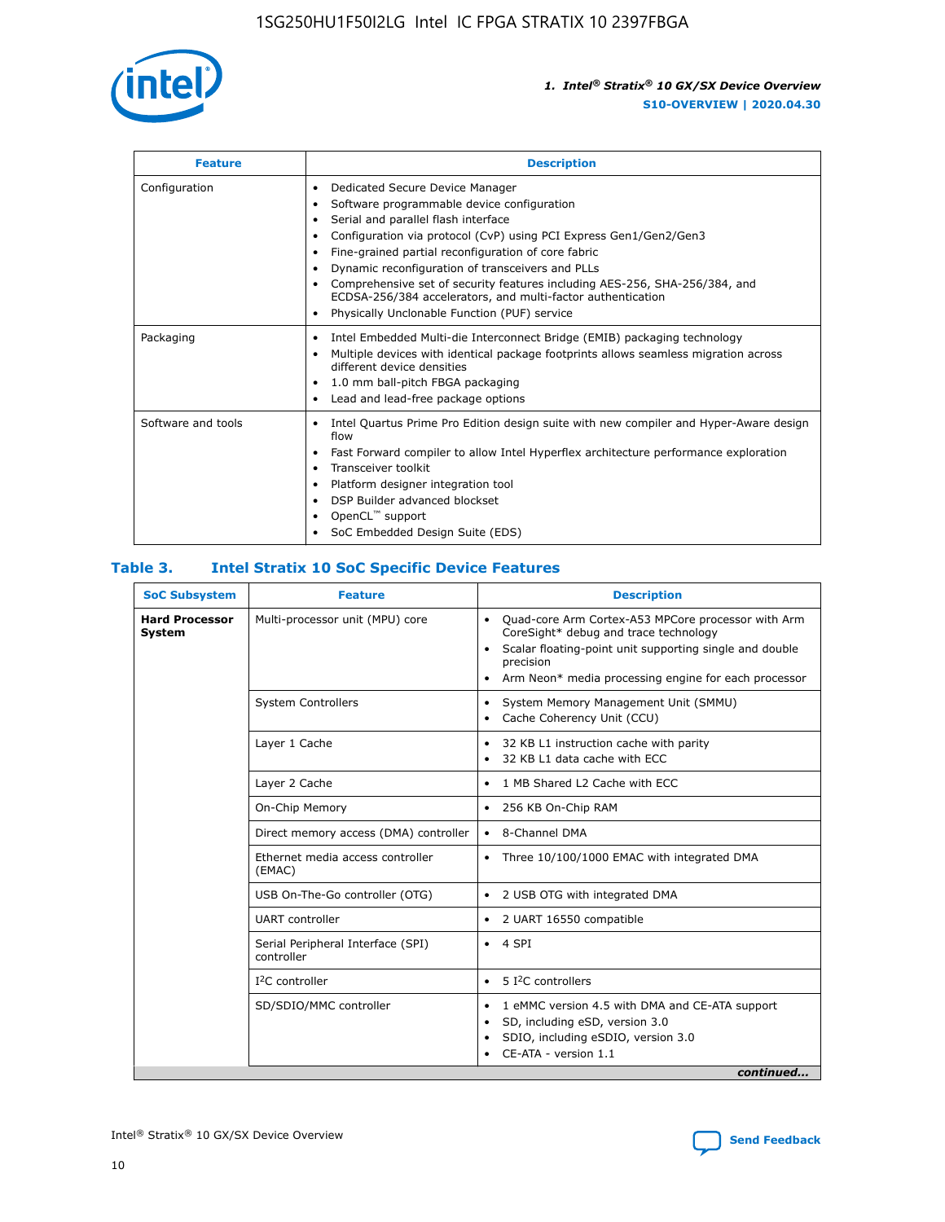| Feature | Description |
| --- | --- |
| Configuration | • Dedicated Secure Device Manager<br>• Software programmable device configuration<br>• Serial and parallel flash interface<br>• Configuration via protocol (CvP) using PCI Express Gen1/Gen2/Gen3<br>• Fine-grained partial reconfiguration of core fabric<br>• Dynamic reconfiguration of transceivers and PLLs<br>• Comprehensive set of security features including AES-256, SHA-256/384, and ECDSA-256/384 accelerators, and multi-factor authentication<br>• Physically Unclonable Function (PUF) service |
| Packaging | • Intel Embedded Multi-die Interconnect Bridge (EMIB) packaging technology<br>• Multiple devices with identical package footprints allows seamless migration across different device densities<br>• 1.0 mm ball-pitch FBGA packaging<br>• Lead and lead-free package options |
| Software and tools | • Intel Quartus Prime Pro Edition design suite with new compiler and Hyper-Aware design flow<br>• Fast Forward compiler to allow Intel Hyperflex architecture performance exploration<br>• Transceiver toolkit<br>• Platform designer integration tool<br>• DSP Builder advanced blockset<br>• OpenCL™ support<br>• SoC Embedded Design Suite (EDS) |

## Table 3. Intel Stratix 10 SoC Specific Device Features

| SoC Subsystem | Feature | Description |
| --- | --- | --- |
| **Hard Processor System** | Multi-processor unit (MPU) core | • Quad-core Arm Cortex-A53 MPCore processor with Arm CoreSight* debug and trace technology<br>• Scalar floating-point unit supporting single and double precision<br>• Arm Neon* media processing engine for each processor |
| | System Controllers | • System Memory Management Unit (SMMU)<br>• Cache Coherency Unit (CCU) |
| | Layer 1 Cache | • 32 KB L1 instruction cache with parity<br>• 32 KB L1 data cache with ECC |
| | Layer 2 Cache | • 1 MB Shared L2 Cache with ECC |
| | On-Chip Memory | • 256 KB On-Chip RAM |
| | Direct memory access (DMA) controller | • 8-Channel DMA |
| | Ethernet media access controller (EMAC) | • Three 10/100/1000 EMAC with integrated DMA |
| | USB On-The-Go controller (OTG) | • 2 USB OTG with integrated DMA |
| | UART controller | • 2 UART 16550 compatible |
| | Serial Peripheral Interface (SPI) controller | • 4 SPI |
| | I²C controller | • 5 I²C controllers |
| | SD/SDIO/MMC controller | • 1 eMMC version 4.5 with DMA and CE-ATA support<br>• SD, including eSD, version 3.0<br>• SDIO, including eSDIO, version 3.0<br>• CE-ATA - version 1.1 |

*continued...*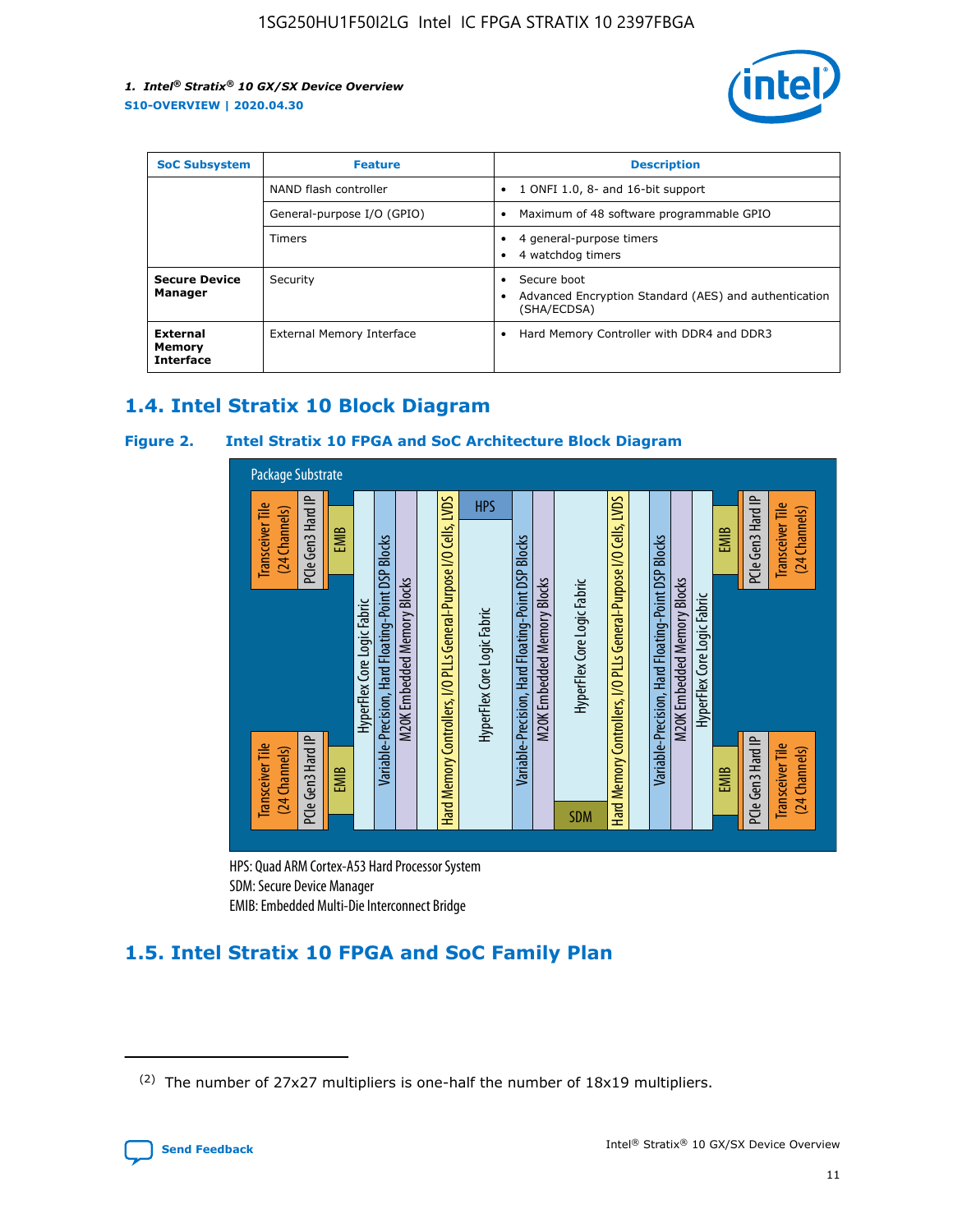| SoC Subsystem | Feature | Description |
| --- | --- | --- |
| | NAND flash controller | • 1 ONFI 1.0, 8- and 16-bit support |
| | General-purpose I/O (GPIO) | • Maximum of 48 software programmable GPIO |
| | Timers | • 4 general-purpose timers<br>• 4 watchdog timers |
| **Secure Device Manager** | Security | • Secure boot<br>• Advanced Encryption Standard (AES) and authentication (SHA/ECDSA) |
| **External Memory Interface** | External Memory Interface | • Hard Memory Controller with DDR4 and DDR3 |

## 1.4. Intel Stratix 10 Block Diagram

**Figure 2. Intel Stratix 10 FPGA and SoC Architecture Block Diagram**

Package Substrate

Transceiver Tile (24 Channels) | PCIe Gen3 Hard IP | EMIB | HyperFlex Core Logic Fabric | Variable-Precision, Hard Floating-Point DSP Blocks | M20K Embedded Memory Blocks | Hard Memory Controllers, I/O PLLs General-Purpose I/O Cells, LVDS | HPS | HyperFlex Core Logic Fabric | Variable-Precision, Hard Floating-Point DSP Blocks | M20K Embedded Memory Blocks | HyperFlex Core Logic Fabric | SDM | Hard Memory Controllers, I/O PLLs General-Purpose I/O Cells, LVDS | Variable-Precision, Hard Floating-Point DSP Blocks | M20K Embedded Memory Blocks | HyperFlex Core Logic Fabric | EMIB | PCIe Gen3 Hard IP | Transceiver Tile (24 Channels)

HPS: Quad ARM Cortex-A53 Hard Processor System
SDM: Secure Device Manager
EMIB: Embedded Multi-Die Interconnect Bridge

## 1.5. Intel Stratix 10 FPGA and SoC Family Plan

(2) The number of 27x27 multipliers is one-half the number of 18x19 multipliers.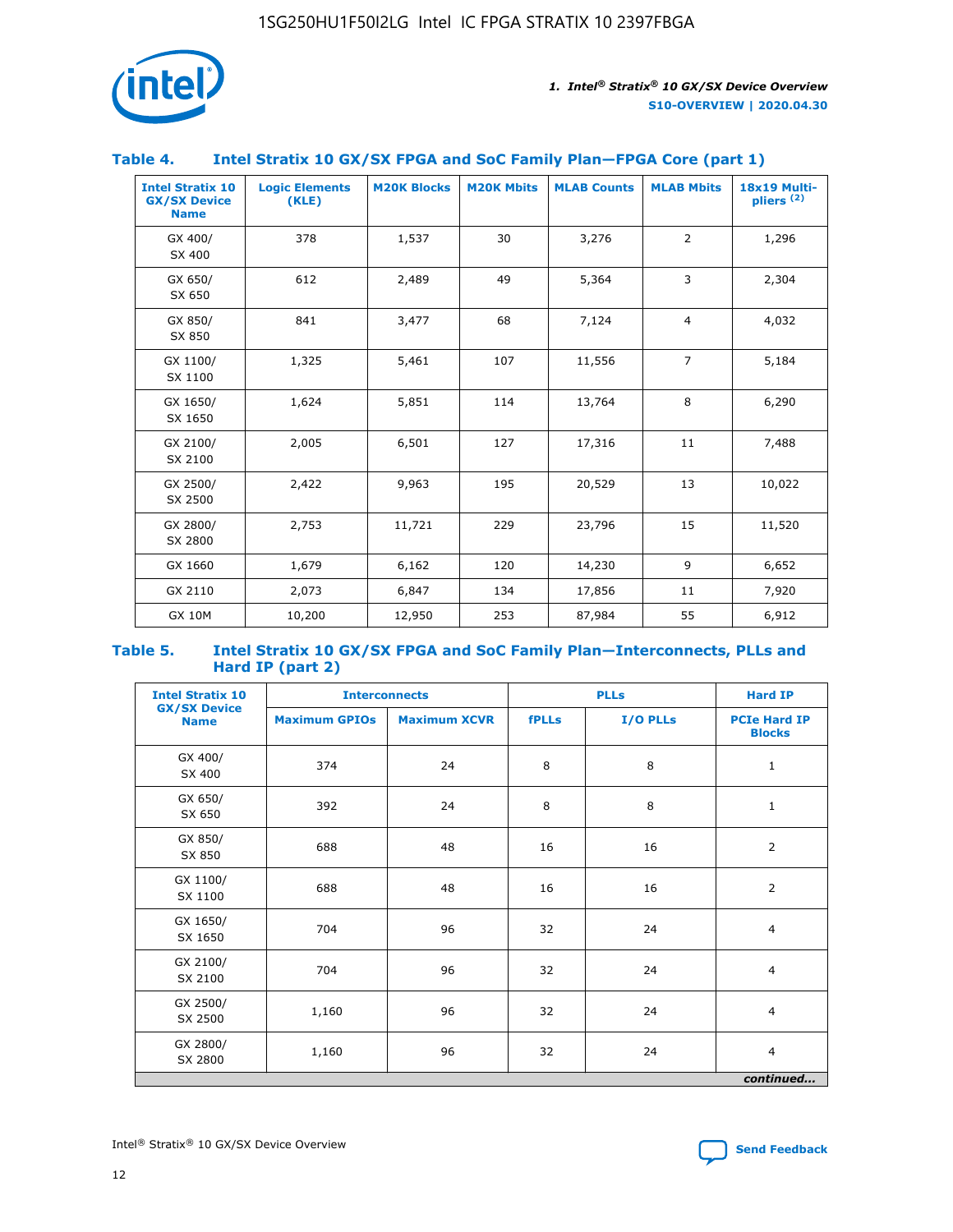## Table 4. Intel Stratix 10 GX/SX FPGA and SoC Family Plan—FPGA Core (part 1)

| Intel Stratix 10 GX/SX Device Name | Logic Elements (KLE) | M20K Blocks | M20K Mbits | MLAB Counts | MLAB Mbits | 18x19 Multi-pliers (2) |
|---|---|---|---|---|---|---|
| GX 400/ SX 400 | 378 | 1,537 | 30 | 3,276 | 2 | 1,296 |
| GX 650/ SX 650 | 612 | 2,489 | 49 | 5,364 | 3 | 2,304 |
| GX 850/ SX 850 | 841 | 3,477 | 68 | 7,124 | 4 | 4,032 |
| GX 1100/ SX 1100 | 1,325 | 5,461 | 107 | 11,556 | 7 | 5,184 |
| GX 1650/ SX 1650 | 1,624 | 5,851 | 114 | 13,764 | 8 | 6,290 |
| GX 2100/ SX 2100 | 2,005 | 6,501 | 127 | 17,316 | 11 | 7,488 |
| GX 2500/ SX 2500 | 2,422 | 9,963 | 195 | 20,529 | 13 | 10,022 |
| GX 2800/ SX 2800 | 2,753 | 11,721 | 229 | 23,796 | 15 | 11,520 |
| GX 1660 | 1,679 | 6,162 | 120 | 14,230 | 9 | 6,652 |
| GX 2110 | 2,073 | 6,847 | 134 | 17,856 | 11 | 7,920 |
| GX 10M | 10,200 | 12,950 | 253 | 87,984 | 55 | 6,912 |

## Table 5. Intel Stratix 10 GX/SX FPGA and SoC Family Plan—Interconnects, PLLs and Hard IP (part 2)

| Intel Stratix 10 GX/SX Device Name | Interconnects | | PLLs | | Hard IP |
|---|---|---|---|---|---|
| | Maximum GPIOs | Maximum XCVR | fPLLs | I/O PLLs | PCIe Hard IP Blocks |
| GX 400/ SX 400 | 374 | 24 | 8 | 8 | 1 |
| GX 650/ SX 650 | 392 | 24 | 8 | 8 | 1 |
| GX 850/ SX 850 | 688 | 48 | 16 | 16 | 2 |
| GX 1100/ SX 1100 | 688 | 48 | 16 | 16 | 2 |
| GX 1650/ SX 1650 | 704 | 96 | 32 | 24 | 4 |
| GX 2100/ SX 2100 | 704 | 96 | 32 | 24 | 4 |
| GX 2500/ SX 2500 | 1,160 | 96 | 32 | 24 | 4 |
| GX 2800/ SX 2800 | 1,160 | 96 | 32 | 24 | 4 |

*continued...*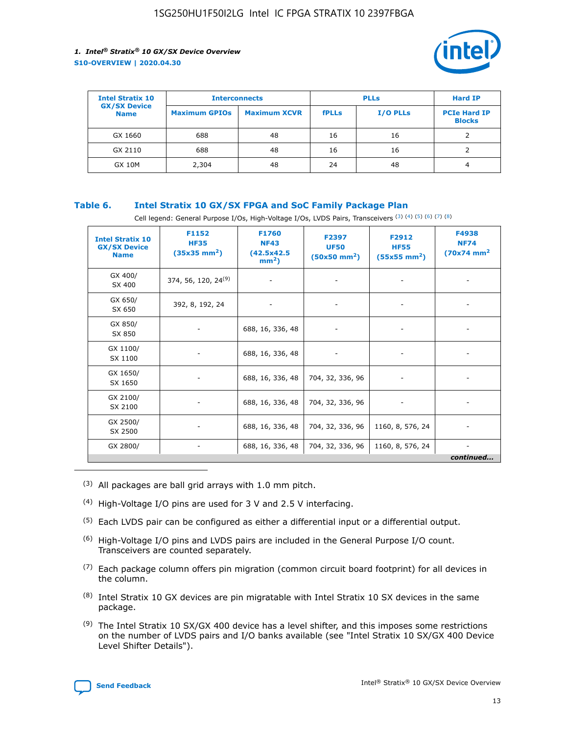| Intel Stratix 10 GX/SX Device Name | Interconnects | | PLLs | | Hard IP |
|---|---|---|---|---|---|
| | Maximum GPIOs | Maximum XCVR | fPLLs | I/O PLLs | PCIe Hard IP Blocks |
| GX 1660 | 688 | 48 | 16 | 16 | 2 |
| GX 2110 | 688 | 48 | 16 | 16 | 2 |
| GX 10M | 2,304 | 48 | 24 | 48 | 4 |

### Table 6. Intel Stratix 10 GX/SX FPGA and SoC Family Package Plan

Cell legend: General Purpose I/Os, High-Voltage I/Os, LVDS Pairs, Transceivers [(3)] [(4)] [(5)] [(6)] [(7)] [(8)]

| Intel Stratix 10 GX/SX Device Name | F1152 HF35 (35x35 mm$^2$) | F1760 NF43 (42.5x42.5 mm$^2$) | F2397 UF50 (50x50 mm$^2$) | F2912 HF55 (55x55 mm$^2$) | F4938 NF74 (70x74 mm$^2$ |
|---|---|---|---|---|---|
| GX 400/ SX 400 | 374, 56, 120, 24[(9)] | - | - | - | - |
| GX 650/ SX 650 | 392, 8, 192, 24 | - | - | - | - |
| GX 850/ SX 850 | - | 688, 16, 336, 48 | - | - | - |
| GX 1100/ SX 1100 | - | 688, 16, 336, 48 | - | - | - |
| GX 1650/ SX 1650 | - | 688, 16, 336, 48 | 704, 32, 336, 96 | - | - |
| GX 2100/ SX 2100 | - | 688, 16, 336, 48 | 704, 32, 336, 96 | - | - |
| GX 2500/ SX 2500 | - | 688, 16, 336, 48 | 704, 32, 336, 96 | 1160, 8, 576, 24 | - |
| GX 2800/ | - | 688, 16, 336, 48 | 704, 32, 336, 96 | 1160, 8, 576, 24 | - |

*continued...*

(3) All packages are ball grid arrays with 1.0 mm pitch.

(4) High-Voltage I/O pins are used for 3 V and 2.5 V interfacing.

(5) Each LVDS pair can be configured as either a differential input or a differential output.

(6) High-Voltage I/O pins and LVDS pairs are included in the General Purpose I/O count. Transceivers are counted separately.

(7) Each package column offers pin migration (common circuit board footprint) for all devices in the column.

(8) Intel Stratix 10 GX devices are pin migratable with Intel Stratix 10 SX devices in the same package.

(9) The Intel Stratix 10 SX/GX 400 device has a level shifter, and this imposes some restrictions on the number of LVDS pairs and I/O banks available (see "Intel Stratix 10 SX/GX 400 Device Level Shifter Details").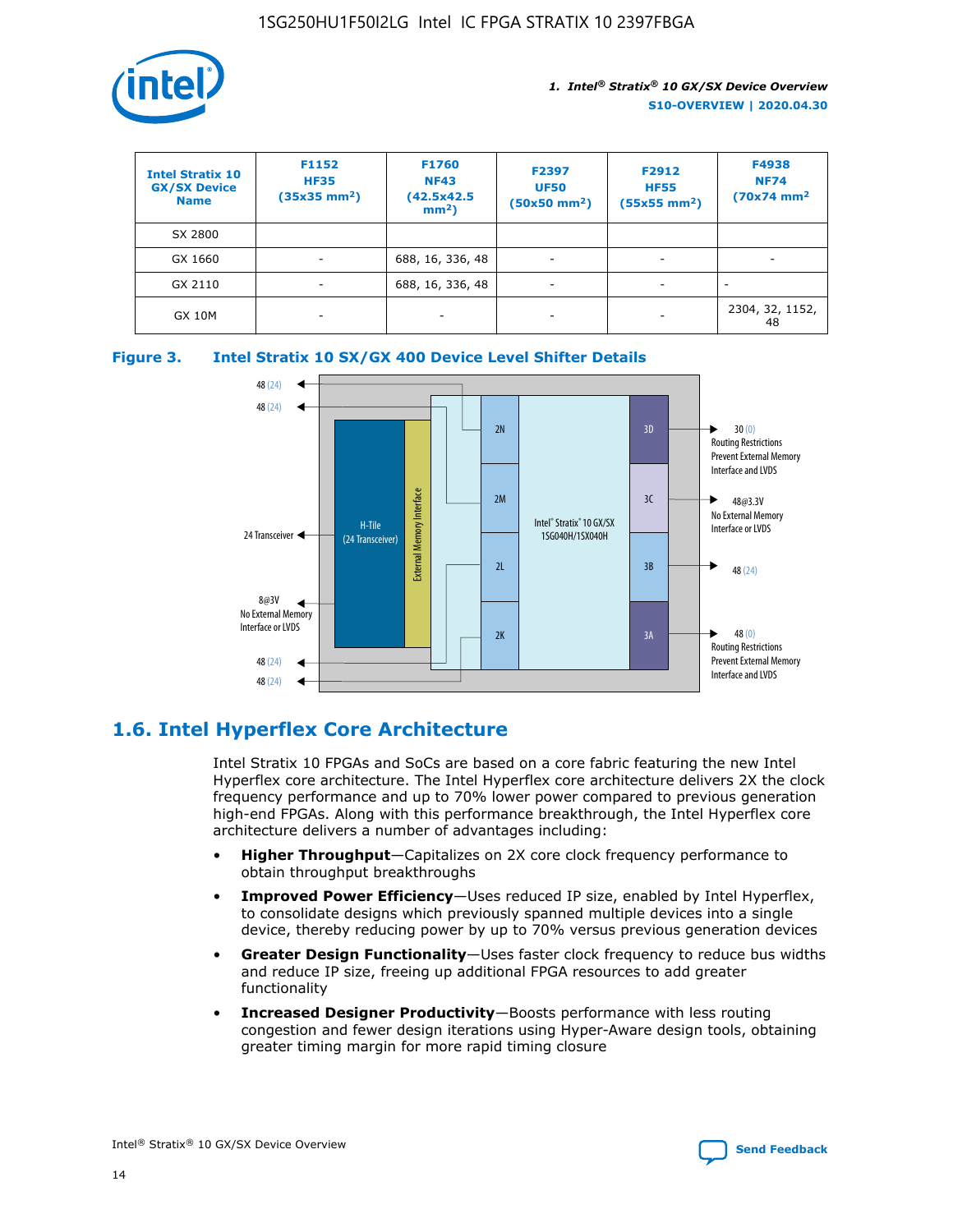| Intel Stratix 10 GX/SX Device Name | F1152 HF35 (35x35 mm²) | F1760 NF43 (42.5x42.5 mm²) | F2397 UF50 (50x50 mm²) | F2912 HF55 (55x55 mm²) | F4938 NF74 (70x74 mm² |
|---|---|---|---|---|---|
| SX 2800 | | | | | |
| GX 1660 | - | 688, 16, 336, 48 | - | - | - |
| GX 2110 | - | 688, 16, 336, 48 | - | - | - |
| GX 10M | - | - | - | - | 2304, 32, 1152, 48 |

**Figure 3. Intel Stratix 10 SX/GX 400 Device Level Shifter Details**

## 1.6. Intel Hyperflex Core Architecture

Intel Stratix 10 FPGAs and SoCs are based on a core fabric featuring the new Intel Hyperflex core architecture. The Intel Hyperflex core architecture delivers 2X the clock frequency performance and up to 70% lower power compared to previous generation high-end FPGAs. Along with this performance breakthrough, the Intel Hyperflex core architecture delivers a number of advantages including:

- **Higher Throughput**—Capitalizes on 2X core clock frequency performance to obtain throughput breakthroughs
- **Improved Power Efficiency**—Uses reduced IP size, enabled by Intel Hyperflex, to consolidate designs which previously spanned multiple devices into a single device, thereby reducing power by up to 70% versus previous generation devices
- **Greater Design Functionality**—Uses faster clock frequency to reduce bus widths and reduce IP size, freeing up additional FPGA resources to add greater functionality
- **Increased Designer Productivity**—Boosts performance with less routing congestion and fewer design iterations using Hyper-Aware design tools, obtaining greater timing margin for more rapid timing closure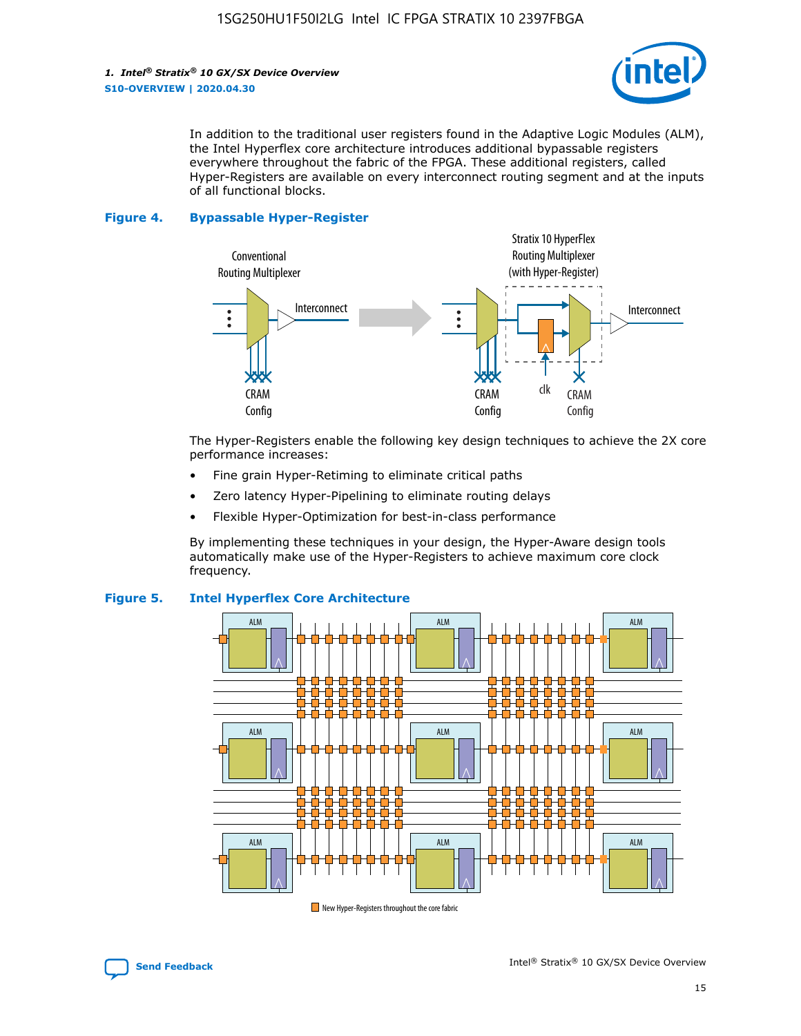In addition to the traditional user registers found in the Adaptive Logic Modules (ALM), the Intel Hyperflex core architecture introduces additional bypassable registers everywhere throughout the fabric of the FPGA. These additional registers, called Hyper-Registers are available on every interconnect routing segment and at the inputs of all functional blocks.

**Figure 4. Bypassable Hyper-Register**

The Hyper-Registers enable the following key design techniques to achieve the 2X core performance increases:

- Fine grain Hyper-Retiming to eliminate critical paths
- Zero latency Hyper-Pipelining to eliminate routing delays
- Flexible Hyper-Optimization for best-in-class performance

By implementing these techniques in your design, the Hyper-Aware design tools automatically make use of the Hyper-Registers to achieve maximum core clock frequency.

**Figure 5. Intel Hyperflex Core Architecture**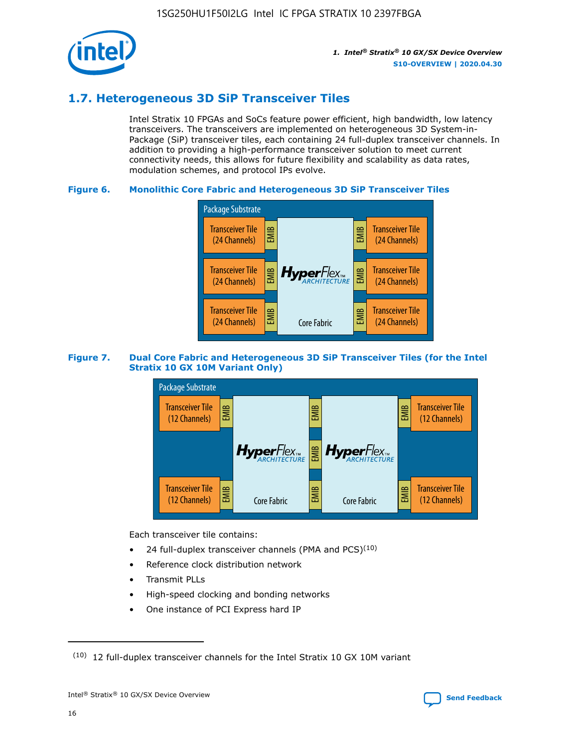## 1.7. Heterogeneous 3D SiP Transceiver Tiles

Intel Stratix 10 FPGAs and SoCs feature power efficient, high bandwidth, low latency transceivers. The transceivers are implemented on heterogeneous 3D System-in-Package (SiP) transceiver tiles, each containing 24 full-duplex transceiver channels. In addition to providing a high-performance transceiver solution to meet current connectivity needs, this allows for future flexibility and scalability as data rates, modulation schemes, and protocol IPs evolve.

**Figure 6. Monolithic Core Fabric and Heterogeneous 3D SiP Transceiver Tiles**

Package Substrate

Transceiver Tile (24 Channels) | EMIB | HyperFlex ARCHITECTURE Core Fabric | EMIB | Transceiver Tile (24 Channels)

**Figure 7. Dual Core Fabric and Heterogeneous 3D SiP Transceiver Tiles (for the Intel Stratix 10 GX 10M Variant Only)**

Package Substrate

Transceiver Tile (12 Channels) | EMIB | HyperFlex ARCHITECTURE Core Fabric | EMIB | HyperFlex ARCHITECTURE Core Fabric | EMIB | Transceiver Tile (12 Channels)

Each transceiver tile contains:

- 24 full-duplex transceiver channels (PMA and PCS)[10]
- Reference clock distribution network
- Transmit PLLs
- High-speed clocking and bonding networks
- One instance of PCI Express hard IP

(10) 12 full-duplex transceiver channels for the Intel Stratix 10 GX 10M variant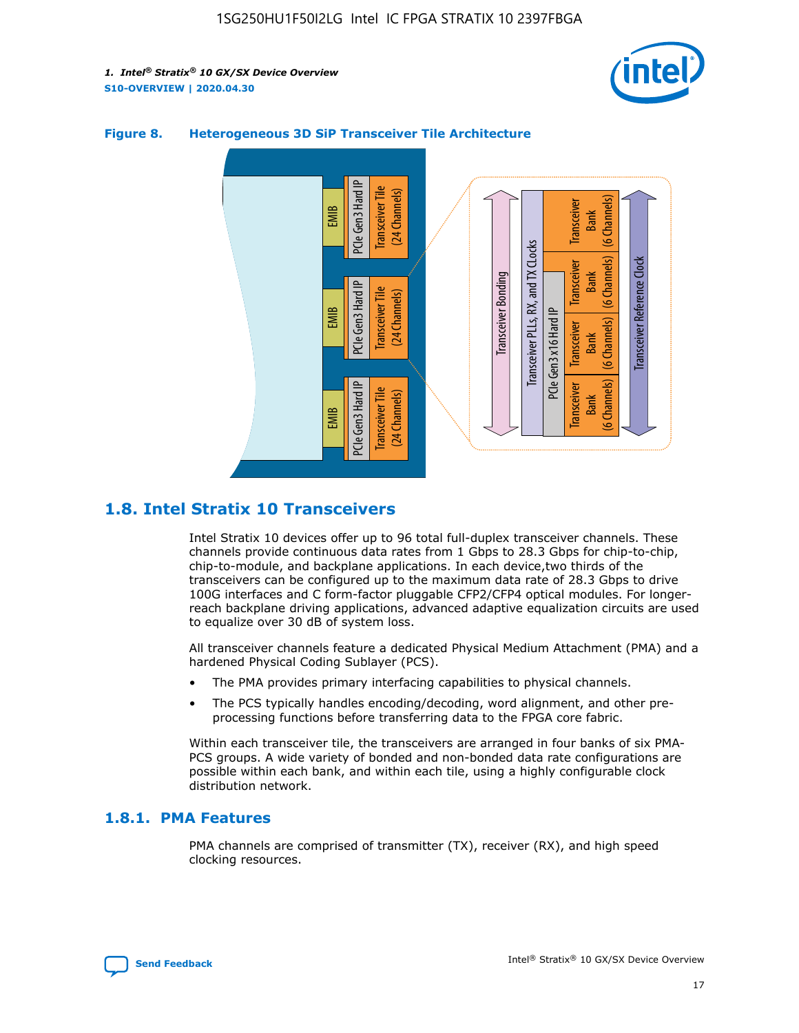**Figure 8. Heterogeneous 3D SiP Transceiver Tile Architecture**

## 1.8. Intel Stratix 10 Transceivers

Intel Stratix 10 devices offer up to 96 total full-duplex transceiver channels. These channels provide continuous data rates from 1 Gbps to 28.3 Gbps for chip-to-chip, chip-to-module, and backplane applications. In each device,two thirds of the transceivers can be configured up to the maximum data rate of 28.3 Gbps to drive 100G interfaces and C form-factor pluggable CFP2/CFP4 optical modules. For longer-reach backplane driving applications, advanced adaptive equalization circuits are used to equalize over 30 dB of system loss.

All transceiver channels feature a dedicated Physical Medium Attachment (PMA) and a hardened Physical Coding Sublayer (PCS).

- The PMA provides primary interfacing capabilities to physical channels.
- The PCS typically handles encoding/decoding, word alignment, and other pre-processing functions before transferring data to the FPGA core fabric.

Within each transceiver tile, the transceivers are arranged in four banks of six PMA-PCS groups. A wide variety of bonded and non-bonded data rate configurations are possible within each bank, and within each tile, using a highly configurable clock distribution network.

### 1.8.1. PMA Features

PMA channels are comprised of transmitter (TX), receiver (RX), and high speed clocking resources.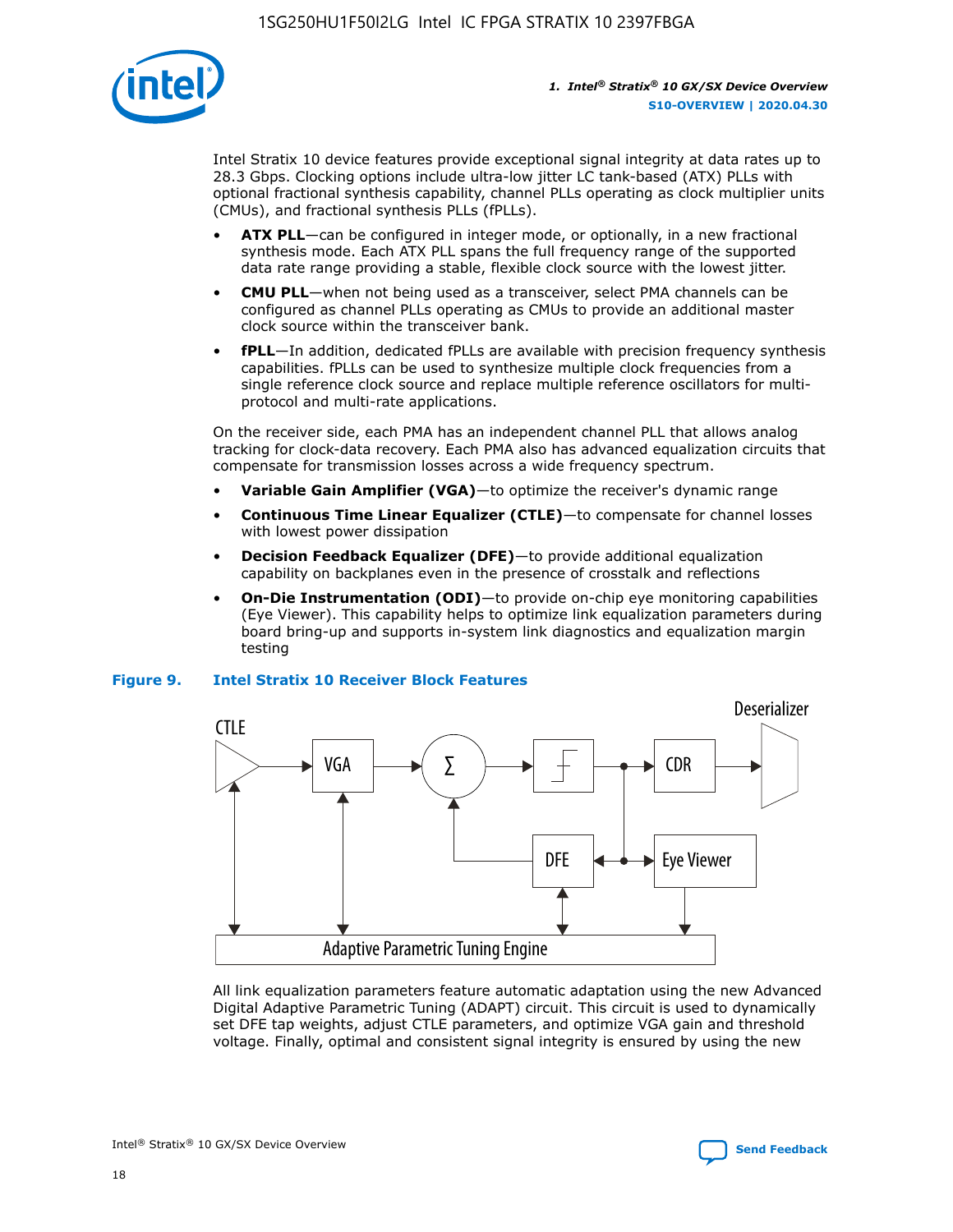Intel Stratix 10 device features provide exceptional signal integrity at data rates up to 28.3 Gbps. Clocking options include ultra-low jitter LC tank-based (ATX) PLLs with optional fractional synthesis capability, channel PLLs operating as clock multiplier units (CMUs), and fractional synthesis PLLs (fPLLs).

- **ATX PLL**—can be configured in integer mode, or optionally, in a new fractional synthesis mode. Each ATX PLL spans the full frequency range of the supported data rate range providing a stable, flexible clock source with the lowest jitter.
- **CMU PLL**—when not being used as a transceiver, select PMA channels can be configured as channel PLLs operating as CMUs to provide an additional master clock source within the transceiver bank.
- **fPLL**—In addition, dedicated fPLLs are available with precision frequency synthesis capabilities. fPLLs can be used to synthesize multiple clock frequencies from a single reference clock source and replace multiple reference oscillators for multi-protocol and multi-rate applications.

On the receiver side, each PMA has an independent channel PLL that allows analog tracking for clock-data recovery. Each PMA also has advanced equalization circuits that compensate for transmission losses across a wide frequency spectrum.

- **Variable Gain Amplifier (VGA)**—to optimize the receiver's dynamic range
- **Continuous Time Linear Equalizer (CTLE)**—to compensate for channel losses with lowest power dissipation
- **Decision Feedback Equalizer (DFE)**—to provide additional equalization capability on backplanes even in the presence of crosstalk and reflections
- **On-Die Instrumentation (ODI)**—to provide on-chip eye monitoring capabilities (Eye Viewer). This capability helps to optimize link equalization parameters during board bring-up and supports in-system link diagnostics and equalization margin testing

**Figure 9. Intel Stratix 10 Receiver Block Features**

All link equalization parameters feature automatic adaptation using the new Advanced Digital Adaptive Parametric Tuning (ADAPT) circuit. This circuit is used to dynamically set DFE tap weights, adjust CTLE parameters, and optimize VGA gain and threshold voltage. Finally, optimal and consistent signal integrity is ensured by using the new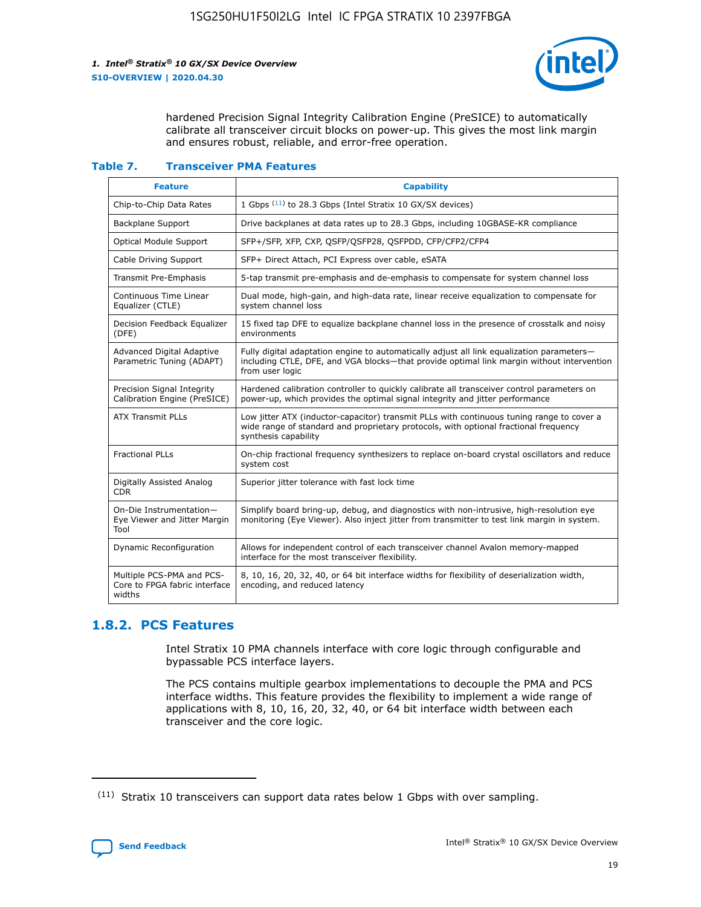hardened Precision Signal Integrity Calibration Engine (PreSICE) to automatically calibrate all transceiver circuit blocks on power-up. This gives the most link margin and ensures robust, reliable, and error-free operation.

**Table 7. Transceiver PMA Features**

| Feature | Capability |
| --- | --- |
| Chip-to-Chip Data Rates | 1 Gbps [11] to 28.3 Gbps (Intel Stratix 10 GX/SX devices) |
| Backplane Support | Drive backplanes at data rates up to 28.3 Gbps, including 10GBASE-KR compliance |
| Optical Module Support | SFP+/SFP, XFP, CXP, QSFP/QSFP28, QSFPDD, CFP/CFP2/CFP4 |
| Cable Driving Support | SFP+ Direct Attach, PCI Express over cable, eSATA |
| Transmit Pre-Emphasis | 5-tap transmit pre-emphasis and de-emphasis to compensate for system channel loss |
| Continuous Time Linear Equalizer (CTLE) | Dual mode, high-gain, and high-data rate, linear receive equalization to compensate for system channel loss |
| Decision Feedback Equalizer (DFE) | 15 fixed tap DFE to equalize backplane channel loss in the presence of crosstalk and noisy environments |
| Advanced Digital Adaptive Parametric Tuning (ADAPT) | Fully digital adaptation engine to automatically adjust all link equalization parameters—including CTLE, DFE, and VGA blocks—that provide optimal link margin without intervention from user logic |
| Precision Signal Integrity Calibration Engine (PreSICE) | Hardened calibration controller to quickly calibrate all transceiver control parameters on power-up, which provides the optimal signal integrity and jitter performance |
| ATX Transmit PLLs | Low jitter ATX (inductor-capacitor) transmit PLLs with continuous tuning range to cover a wide range of standard and proprietary protocols, with optional fractional frequency synthesis capability |
| Fractional PLLs | On-chip fractional frequency synthesizers to replace on-board crystal oscillators and reduce system cost |
| Digitally Assisted Analog CDR | Superior jitter tolerance with fast lock time |
| On-Die Instrumentation—Eye Viewer and Jitter Margin Tool | Simplify board bring-up, debug, and diagnostics with non-intrusive, high-resolution eye monitoring (Eye Viewer). Also inject jitter from transmitter to test link margin in system. |
| Dynamic Reconfiguration | Allows for independent control of each transceiver channel Avalon memory-mapped interface for the most transceiver flexibility. |
| Multiple PCS-PMA and PCS-Core to FPGA fabric interface widths | 8, 10, 16, 20, 32, 40, or 64 bit interface widths for flexibility of deserialization width, encoding, and reduced latency |

## 1.8.2. PCS Features

Intel Stratix 10 PMA channels interface with core logic through configurable and bypassable PCS interface layers.

The PCS contains multiple gearbox implementations to decouple the PMA and PCS interface widths. This feature provides the flexibility to implement a wide range of applications with 8, 10, 16, 20, 32, 40, or 64 bit interface width between each transceiver and the core logic.

[11] Stratix 10 transceivers can support data rates below 1 Gbps with over sampling.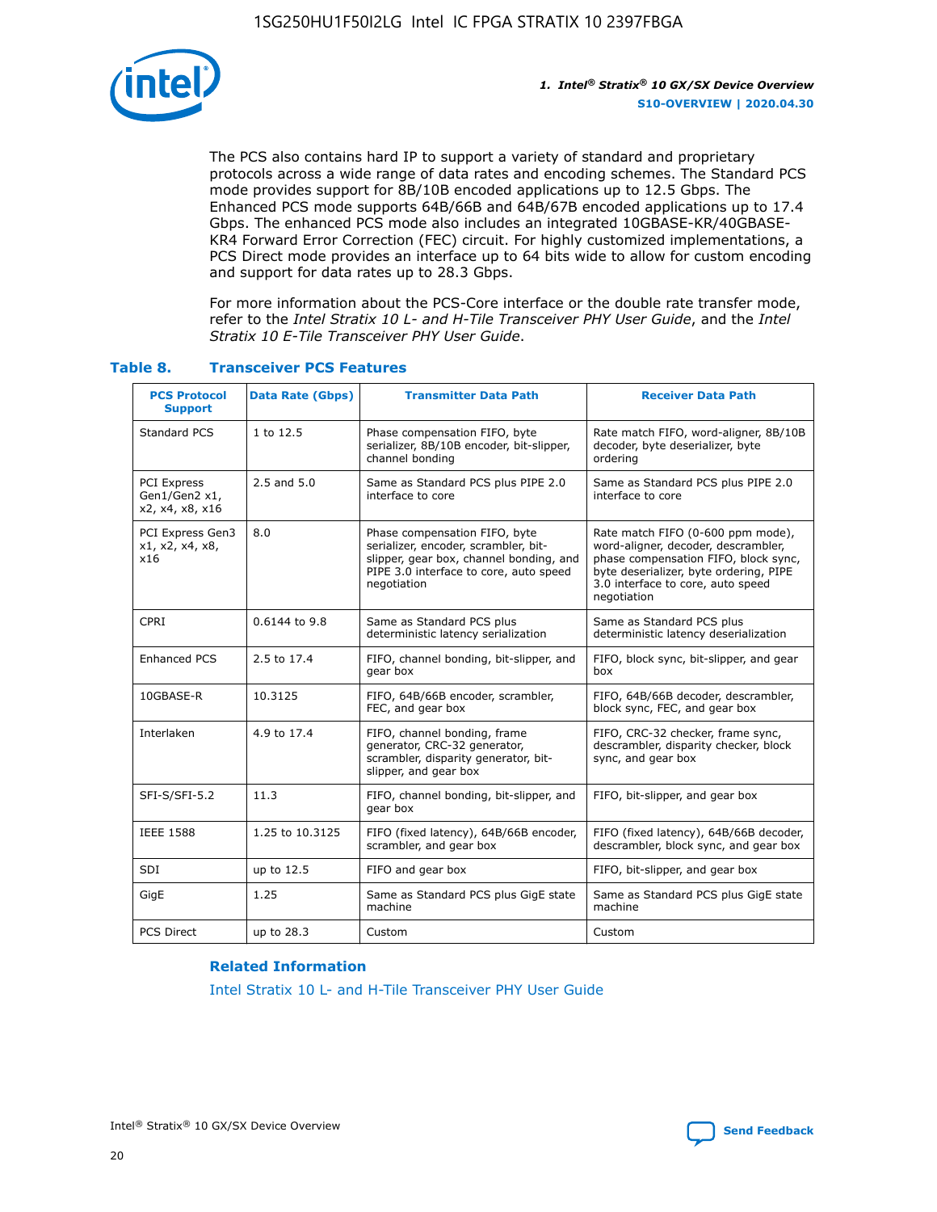The PCS also contains hard IP to support a variety of standard and proprietary protocols across a wide range of data rates and encoding schemes. The Standard PCS mode provides support for 8B/10B encoded applications up to 12.5 Gbps. The Enhanced PCS mode supports 64B/66B and 64B/67B encoded applications up to 17.4 Gbps. The enhanced PCS mode also includes an integrated 10GBASE-KR/40GBASE-KR4 Forward Error Correction (FEC) circuit. For highly customized implementations, a PCS Direct mode provides an interface up to 64 bits wide to allow for custom encoding and support for data rates up to 28.3 Gbps.

For more information about the PCS-Core interface or the double rate transfer mode, refer to the *Intel Stratix 10 L- and H-Tile Transceiver PHY User Guide*, and the *Intel Stratix 10 E-Tile Transceiver PHY User Guide*.

### Table 8. Transceiver PCS Features

| PCS Protocol Support | Data Rate (Gbps) | Transmitter Data Path | Receiver Data Path |
|---|---|---|---|
| Standard PCS | 1 to 12.5 | Phase compensation FIFO, byte serializer, 8B/10B encoder, bit-slipper, channel bonding | Rate match FIFO, word-aligner, 8B/10B decoder, byte deserializer, byte ordering |
| PCI Express Gen1/Gen2 x1, x2, x4, x8, x16 | 2.5 and 5.0 | Same as Standard PCS plus PIPE 2.0 interface to core | Same as Standard PCS plus PIPE 2.0 interface to core |
| PCI Express Gen3 x1, x2, x4, x8, x16 | 8.0 | Phase compensation FIFO, byte serializer, encoder, scrambler, bit-slipper, gear box, channel bonding, and PIPE 3.0 interface to core, auto speed negotiation | Rate match FIFO (0-600 ppm mode), word-aligner, decoder, descrambler, phase compensation FIFO, block sync, byte deserializer, byte ordering, PIPE 3.0 interface to core, auto speed negotiation |
| CPRI | 0.6144 to 9.8 | Same as Standard PCS plus deterministic latency serialization | Same as Standard PCS plus deterministic latency deserialization |
| Enhanced PCS | 2.5 to 17.4 | FIFO, channel bonding, bit-slipper, and gear box | FIFO, block sync, bit-slipper, and gear box |
| 10GBASE-R | 10.3125 | FIFO, 64B/66B encoder, scrambler, FEC, and gear box | FIFO, 64B/66B decoder, descrambler, block sync, FEC, and gear box |
| Interlaken | 4.9 to 17.4 | FIFO, channel bonding, frame generator, CRC-32 generator, scrambler, disparity generator, bit-slipper, and gear box | FIFO, CRC-32 checker, frame sync, descrambler, disparity checker, block sync, and gear box |
| SFI-S/SFI-5.2 | 11.3 | FIFO, channel bonding, bit-slipper, and gear box | FIFO, bit-slipper, and gear box |
| IEEE 1588 | 1.25 to 10.3125 | FIFO (fixed latency), 64B/66B encoder, scrambler, and gear box | FIFO (fixed latency), 64B/66B decoder, descrambler, block sync, and gear box |
| SDI | up to 12.5 | FIFO and gear box | FIFO, bit-slipper, and gear box |
| GigE | 1.25 | Same as Standard PCS plus GigE state machine | Same as Standard PCS plus GigE state machine |
| PCS Direct | up to 28.3 | Custom | Custom |

#### Related Information

Intel Stratix 10 L- and H-Tile Transceiver PHY User Guide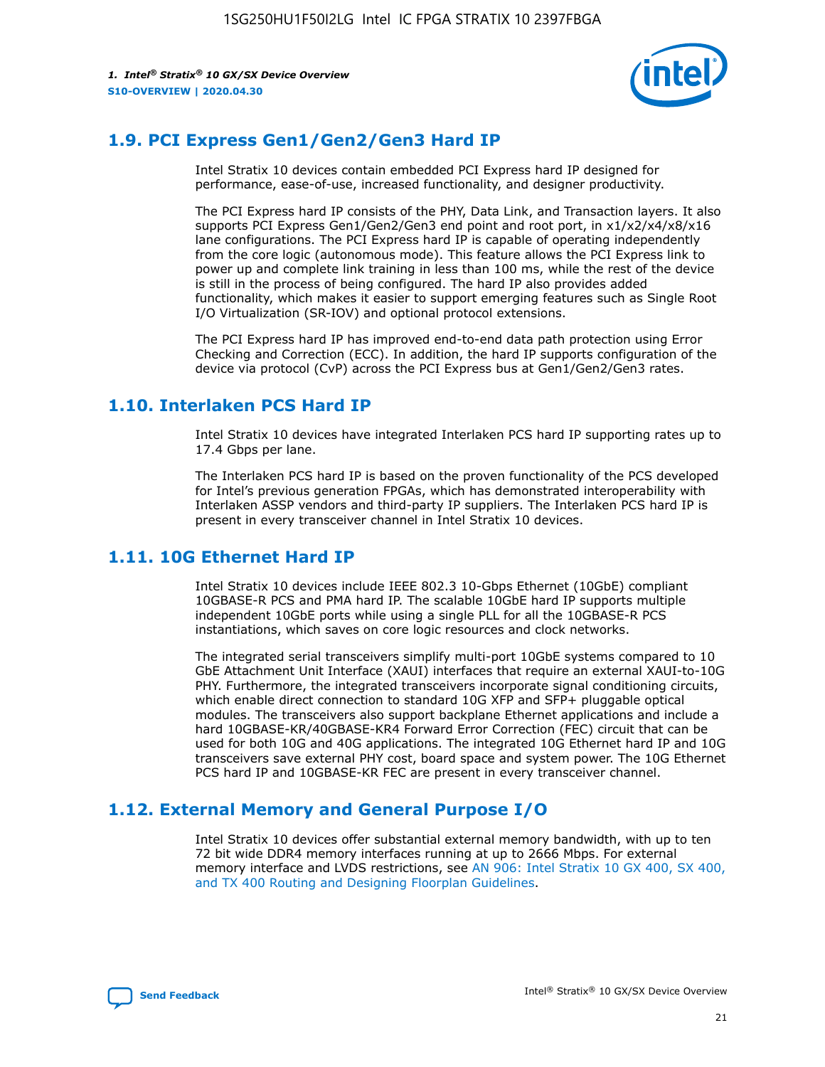## 1.9. PCI Express Gen1/Gen2/Gen3 Hard IP

Intel Stratix 10 devices contain embedded PCI Express hard IP designed for performance, ease-of-use, increased functionality, and designer productivity.

The PCI Express hard IP consists of the PHY, Data Link, and Transaction layers. It also supports PCI Express Gen1/Gen2/Gen3 end point and root port, in x1/x2/x4/x8/x16 lane configurations. The PCI Express hard IP is capable of operating independently from the core logic (autonomous mode). This feature allows the PCI Express link to power up and complete link training in less than 100 ms, while the rest of the device is still in the process of being configured. The hard IP also provides added functionality, which makes it easier to support emerging features such as Single Root I/O Virtualization (SR-IOV) and optional protocol extensions.

The PCI Express hard IP has improved end-to-end data path protection using Error Checking and Correction (ECC). In addition, the hard IP supports configuration of the device via protocol (CvP) across the PCI Express bus at Gen1/Gen2/Gen3 rates.

## 1.10. Interlaken PCS Hard IP

Intel Stratix 10 devices have integrated Interlaken PCS hard IP supporting rates up to 17.4 Gbps per lane.

The Interlaken PCS hard IP is based on the proven functionality of the PCS developed for Intel's previous generation FPGAs, which has demonstrated interoperability with Interlaken ASSP vendors and third-party IP suppliers. The Interlaken PCS hard IP is present in every transceiver channel in Intel Stratix 10 devices.

## 1.11. 10G Ethernet Hard IP

Intel Stratix 10 devices include IEEE 802.3 10-Gbps Ethernet (10GbE) compliant 10GBASE-R PCS and PMA hard IP. The scalable 10GbE hard IP supports multiple independent 10GbE ports while using a single PLL for all the 10GBASE-R PCS instantiations, which saves on core logic resources and clock networks.

The integrated serial transceivers simplify multi-port 10GbE systems compared to 10 GbE Attachment Unit Interface (XAUI) interfaces that require an external XAUI-to-10G PHY. Furthermore, the integrated transceivers incorporate signal conditioning circuits, which enable direct connection to standard 10G XFP and SFP+ pluggable optical modules. The transceivers also support backplane Ethernet applications and include a hard 10GBASE-KR/40GBASE-KR4 Forward Error Correction (FEC) circuit that can be used for both 10G and 40G applications. The integrated 10G Ethernet hard IP and 10G transceivers save external PHY cost, board space and system power. The 10G Ethernet PCS hard IP and 10GBASE-KR FEC are present in every transceiver channel.

## 1.12. External Memory and General Purpose I/O

Intel Stratix 10 devices offer substantial external memory bandwidth, with up to ten 72 bit wide DDR4 memory interfaces running at up to 2666 Mbps. For external memory interface and LVDS restrictions, see AN 906: Intel Stratix 10 GX 400, SX 400, and TX 400 Routing and Designing Floorplan Guidelines.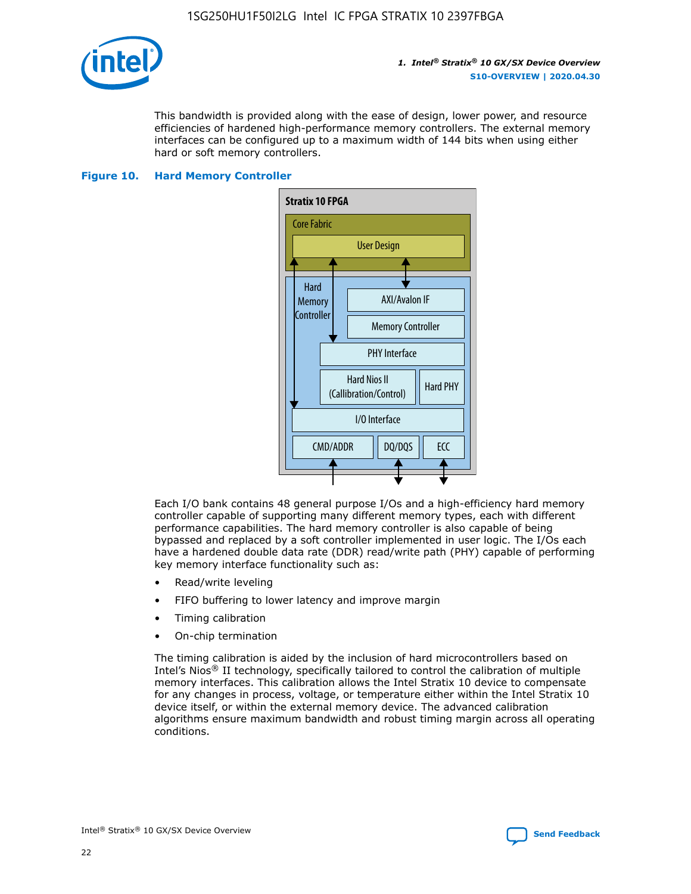This bandwidth is provided along with the ease of design, lower power, and resource efficiencies of hardened high-performance memory controllers. The external memory interfaces can be configured up to a maximum width of 144 bits when using either hard or soft memory controllers.

**Figure 10. Hard Memory Controller**

Each I/O bank contains 48 general purpose I/Os and a high-efficiency hard memory controller capable of supporting many different memory types, each with different performance capabilities. The hard memory controller is also capable of being bypassed and replaced by a soft controller implemented in user logic. The I/Os each have a hardened double data rate (DDR) read/write path (PHY) capable of performing key memory interface functionality such as:

- Read/write leveling
- FIFO buffering to lower latency and improve margin
- Timing calibration
- On-chip termination

The timing calibration is aided by the inclusion of hard microcontrollers based on Intel's Nios® II technology, specifically tailored to control the calibration of multiple memory interfaces. This calibration allows the Intel Stratix 10 device to compensate for any changes in process, voltage, or temperature either within the Intel Stratix 10 device itself, or within the external memory device. The advanced calibration algorithms ensure maximum bandwidth and robust timing margin across all operating conditions.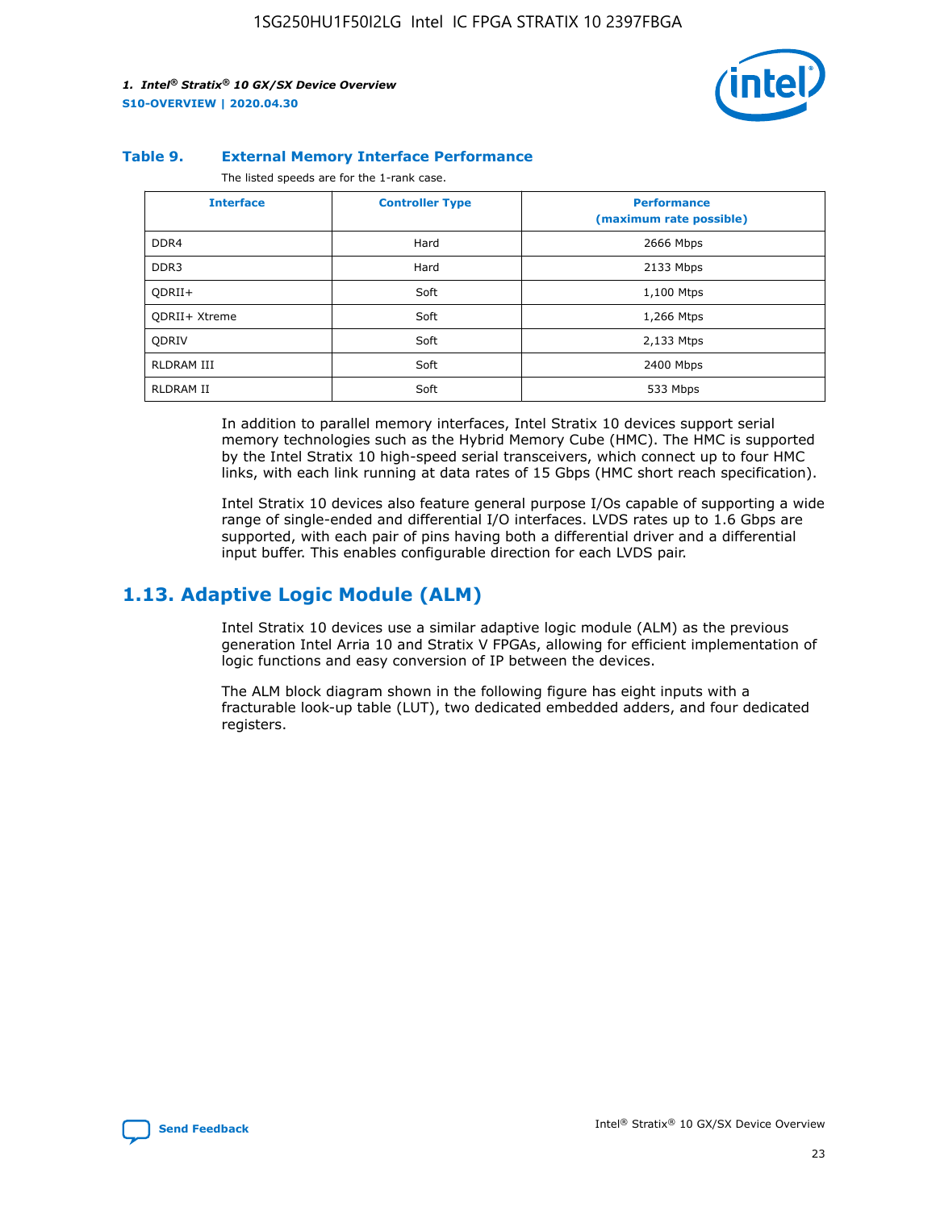**Table 9. External Memory Interface Performance**

The listed speeds are for the 1-rank case.

| Interface | Controller Type | Performance (maximum rate possible) |
| --- | --- | --- |
| DDR4 | Hard | 2666 Mbps |
| DDR3 | Hard | 2133 Mbps |
| QDRII+ | Soft | 1,100 Mtps |
| QDRII+ Xtreme | Soft | 1,266 Mtps |
| QDRIV | Soft | 2,133 Mtps |
| RLDRAM III | Soft | 2400 Mbps |
| RLDRAM II | Soft | 533 Mbps |

In addition to parallel memory interfaces, Intel Stratix 10 devices support serial memory technologies such as the Hybrid Memory Cube (HMC). The HMC is supported by the Intel Stratix 10 high-speed serial transceivers, which connect up to four HMC links, with each link running at data rates of 15 Gbps (HMC short reach specification).

Intel Stratix 10 devices also feature general purpose I/Os capable of supporting a wide range of single-ended and differential I/O interfaces. LVDS rates up to 1.6 Gbps are supported, with each pair of pins having both a differential driver and a differential input buffer. This enables configurable direction for each LVDS pair.

## 1.13. Adaptive Logic Module (ALM)

Intel Stratix 10 devices use a similar adaptive logic module (ALM) as the previous generation Intel Arria 10 and Stratix V FPGAs, allowing for efficient implementation of logic functions and easy conversion of IP between the devices.

The ALM block diagram shown in the following figure has eight inputs with a fracturable look-up table (LUT), two dedicated embedded adders, and four dedicated registers.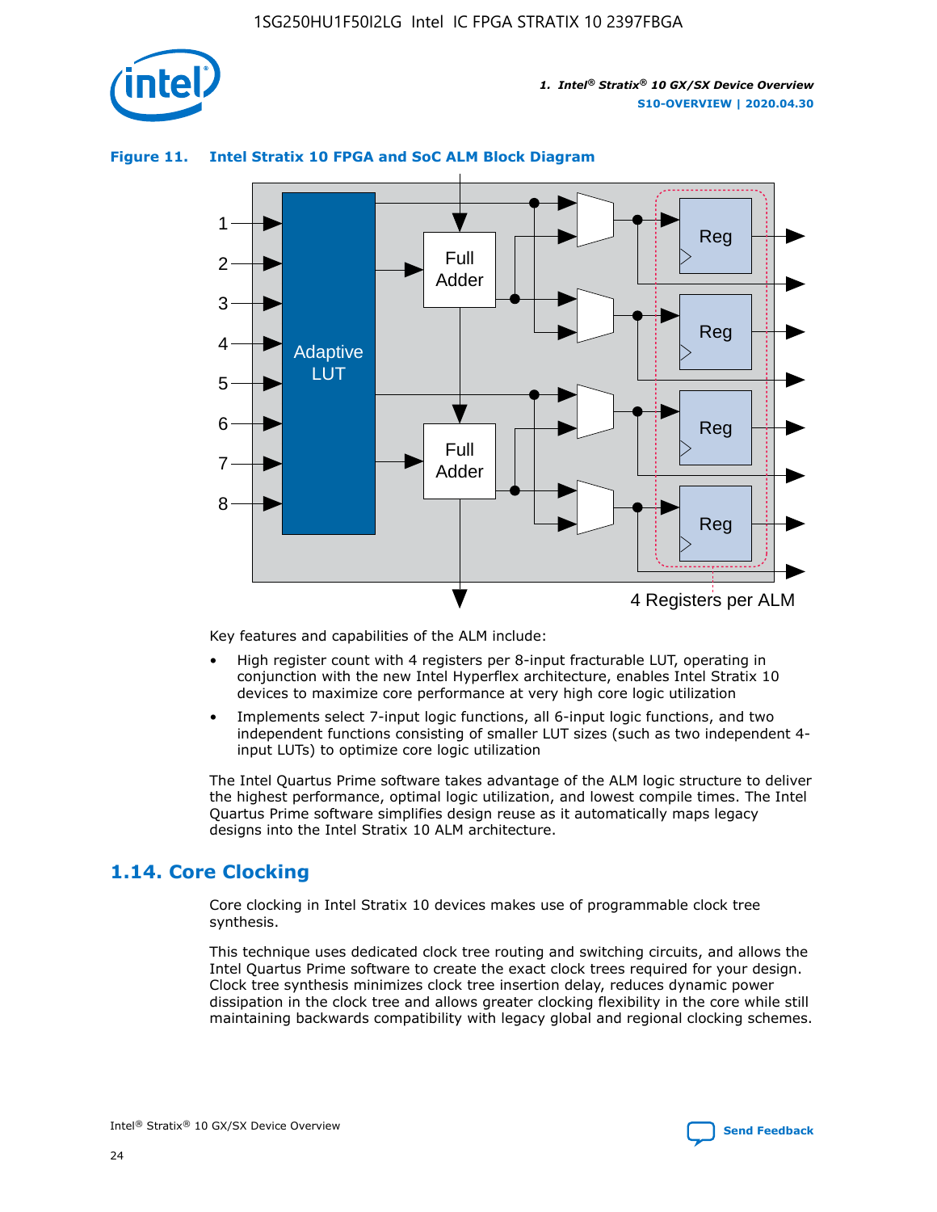**Figure 11. Intel Stratix 10 FPGA and SoC ALM Block Diagram**

Key features and capabilities of the ALM include:

- High register count with 4 registers per 8-input fracturable LUT, operating in conjunction with the new Intel Hyperflex architecture, enables Intel Stratix 10 devices to maximize core performance at very high core logic utilization
- Implements select 7-input logic functions, all 6-input logic functions, and two independent functions consisting of smaller LUT sizes (such as two independent 4-input LUTs) to optimize core logic utilization

The Intel Quartus Prime software takes advantage of the ALM logic structure to deliver the highest performance, optimal logic utilization, and lowest compile times. The Intel Quartus Prime software simplifies design reuse as it automatically maps legacy designs into the Intel Stratix 10 ALM architecture.

## 1.14. Core Clocking

Core clocking in Intel Stratix 10 devices makes use of programmable clock tree synthesis.

This technique uses dedicated clock tree routing and switching circuits, and allows the Intel Quartus Prime software to create the exact clock trees required for your design. Clock tree synthesis minimizes clock tree insertion delay, reduces dynamic power dissipation in the clock tree and allows greater clocking flexibility in the core while still maintaining backwards compatibility with legacy global and regional clocking schemes.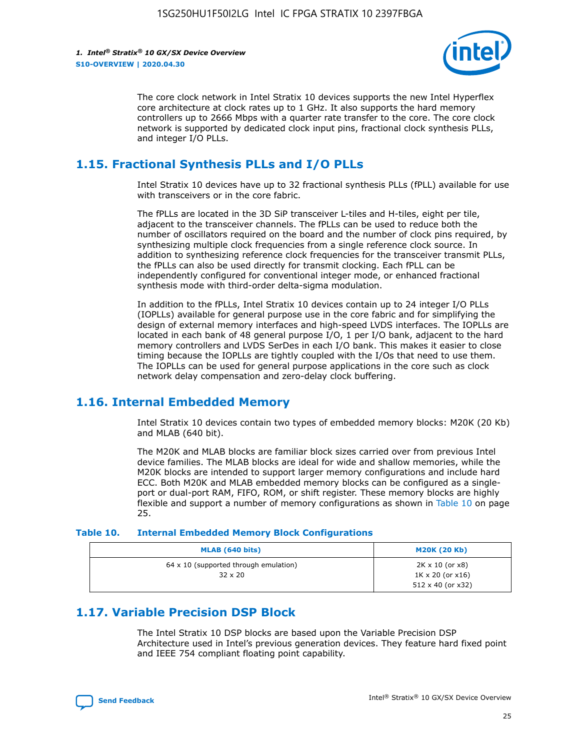The core clock network in Intel Stratix 10 devices supports the new Intel Hyperflex core architecture at clock rates up to 1 GHz. It also supports the hard memory controllers up to 2666 Mbps with a quarter rate transfer to the core. The core clock network is supported by dedicated clock input pins, fractional clock synthesis PLLs, and integer I/O PLLs.

## 1.15. Fractional Synthesis PLLs and I/O PLLs

Intel Stratix 10 devices have up to 32 fractional synthesis PLLs (fPLL) available for use with transceivers or in the core fabric.

The fPLLs are located in the 3D SiP transceiver L-tiles and H-tiles, eight per tile, adjacent to the transceiver channels. The fPLLs can be used to reduce both the number of oscillators required on the board and the number of clock pins required, by synthesizing multiple clock frequencies from a single reference clock source. In addition to synthesizing reference clock frequencies for the transceiver transmit PLLs, the fPLLs can also be used directly for transmit clocking. Each fPLL can be independently configured for conventional integer mode, or enhanced fractional synthesis mode with third-order delta-sigma modulation.

In addition to the fPLLs, Intel Stratix 10 devices contain up to 24 integer I/O PLLs (IOPLLs) available for general purpose use in the core fabric and for simplifying the design of external memory interfaces and high-speed LVDS interfaces. The IOPLLs are located in each bank of 48 general purpose I/O, 1 per I/O bank, adjacent to the hard memory controllers and LVDS SerDes in each I/O bank. This makes it easier to close timing because the IOPLLs are tightly coupled with the I/Os that need to use them. The IOPLLs can be used for general purpose applications in the core such as clock network delay compensation and zero-delay clock buffering.

## 1.16. Internal Embedded Memory

Intel Stratix 10 devices contain two types of embedded memory blocks: M20K (20 Kb) and MLAB (640 bit).

The M20K and MLAB blocks are familiar block sizes carried over from previous Intel device families. The MLAB blocks are ideal for wide and shallow memories, while the M20K blocks are intended to support larger memory configurations and include hard ECC. Both M20K and MLAB embedded memory blocks can be configured as a single-port or dual-port RAM, FIFO, ROM, or shift register. These memory blocks are highly flexible and support a number of memory configurations as shown in Table 10 on page 25.

**Table 10. Internal Embedded Memory Block Configurations**

| MLAB (640 bits) | M20K (20 Kb) |
|---|---|
| 64 x 10 (supported through emulation)<br>32 x 20 | 2K x 10 (or x8)<br>1K x 20 (or x16)<br>512 x 40 (or x32) |

## 1.17. Variable Precision DSP Block

The Intel Stratix 10 DSP blocks are based upon the Variable Precision DSP Architecture used in Intel's previous generation devices. They feature hard fixed point and IEEE 754 compliant floating point capability.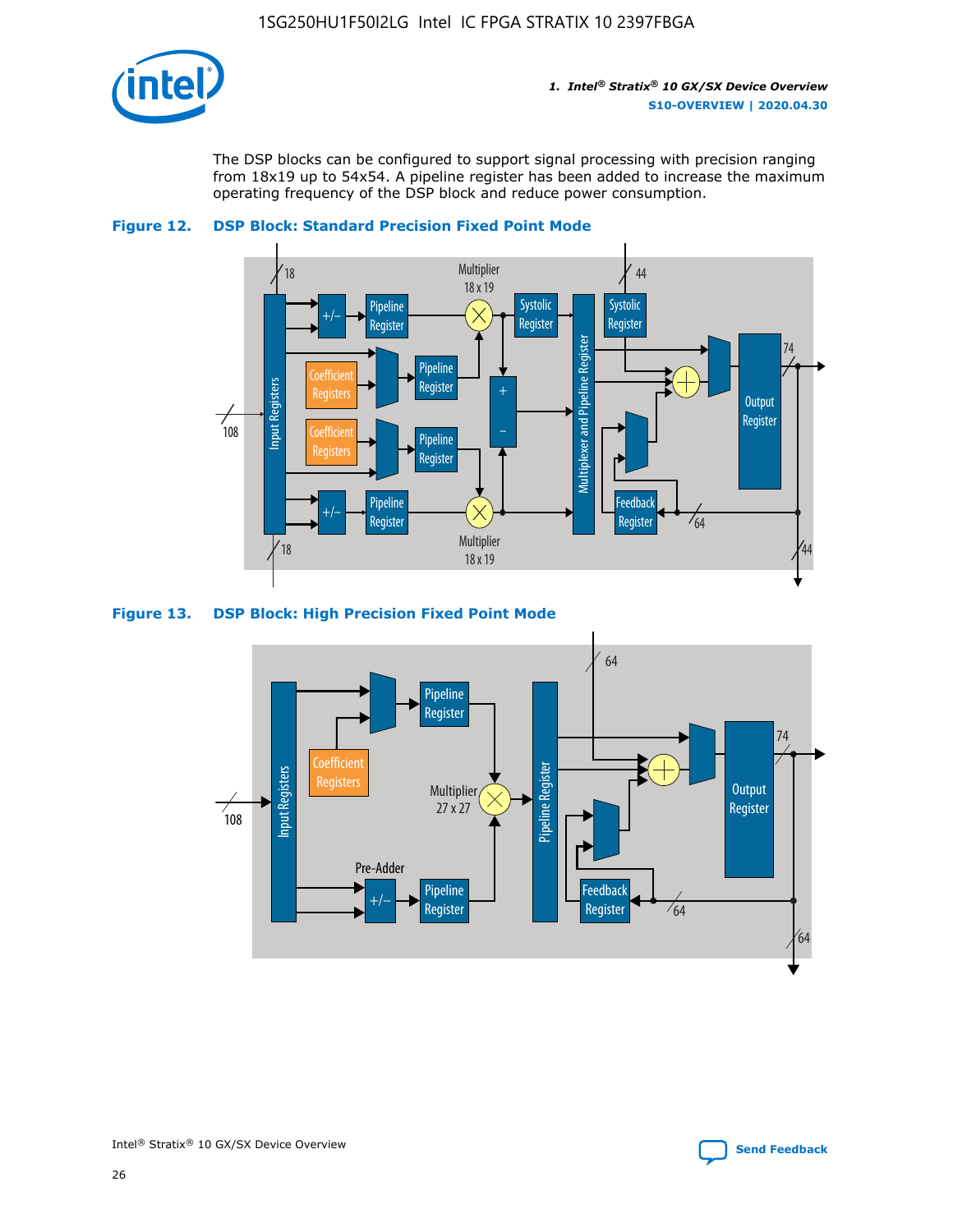The DSP blocks can be configured to support signal processing with precision ranging from 18x19 up to 54x54. A pipeline register has been added to increase the maximum operating frequency of the DSP block and reduce power consumption.

**Figure 12. DSP Block: Standard Precision Fixed Point Mode**

**Figure 13. DSP Block: High Precision Fixed Point Mode**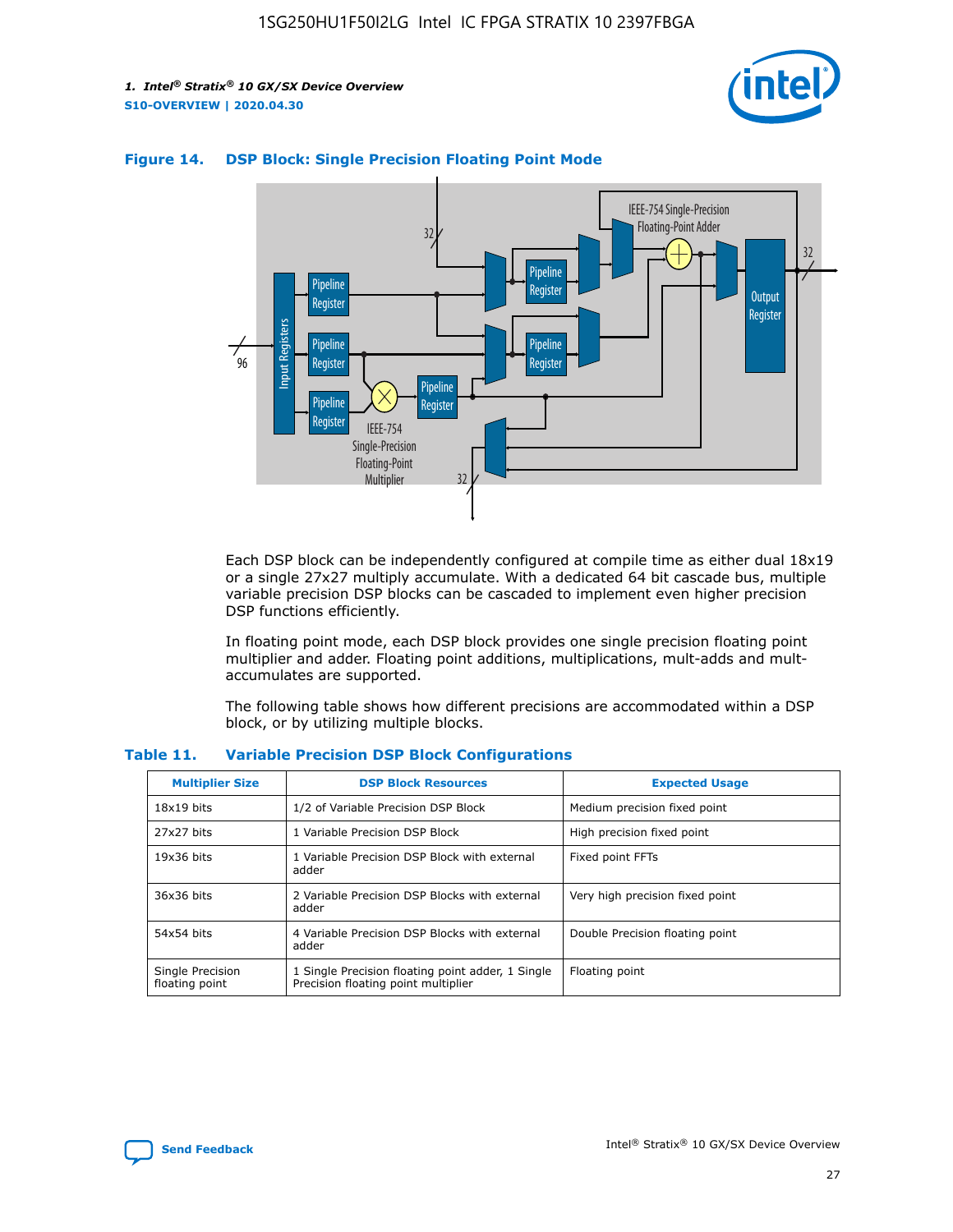#### Figure 14. DSP Block: Single Precision Floating Point Mode

Each DSP block can be independently configured at compile time as either dual 18x19 or a single 27x27 multiply accumulate. With a dedicated 64 bit cascade bus, multiple variable precision DSP blocks can be cascaded to implement even higher precision DSP functions efficiently.

In floating point mode, each DSP block provides one single precision floating point multiplier and adder. Floating point additions, multiplications, mult-adds and mult-accumulates are supported.

The following table shows how different precisions are accommodated within a DSP block, or by utilizing multiple blocks.

#### Table 11. Variable Precision DSP Block Configurations

| Multiplier Size | DSP Block Resources | Expected Usage |
|---|---|---|
| 18x19 bits | 1/2 of Variable Precision DSP Block | Medium precision fixed point |
| 27x27 bits | 1 Variable Precision DSP Block | High precision fixed point |
| 19x36 bits | 1 Variable Precision DSP Block with external adder | Fixed point FFTs |
| 36x36 bits | 2 Variable Precision DSP Blocks with external adder | Very high precision fixed point |
| 54x54 bits | 4 Variable Precision DSP Blocks with external adder | Double Precision floating point |
| Single Precision floating point | 1 Single Precision floating point adder, 1 Single Precision floating point multiplier | Floating point |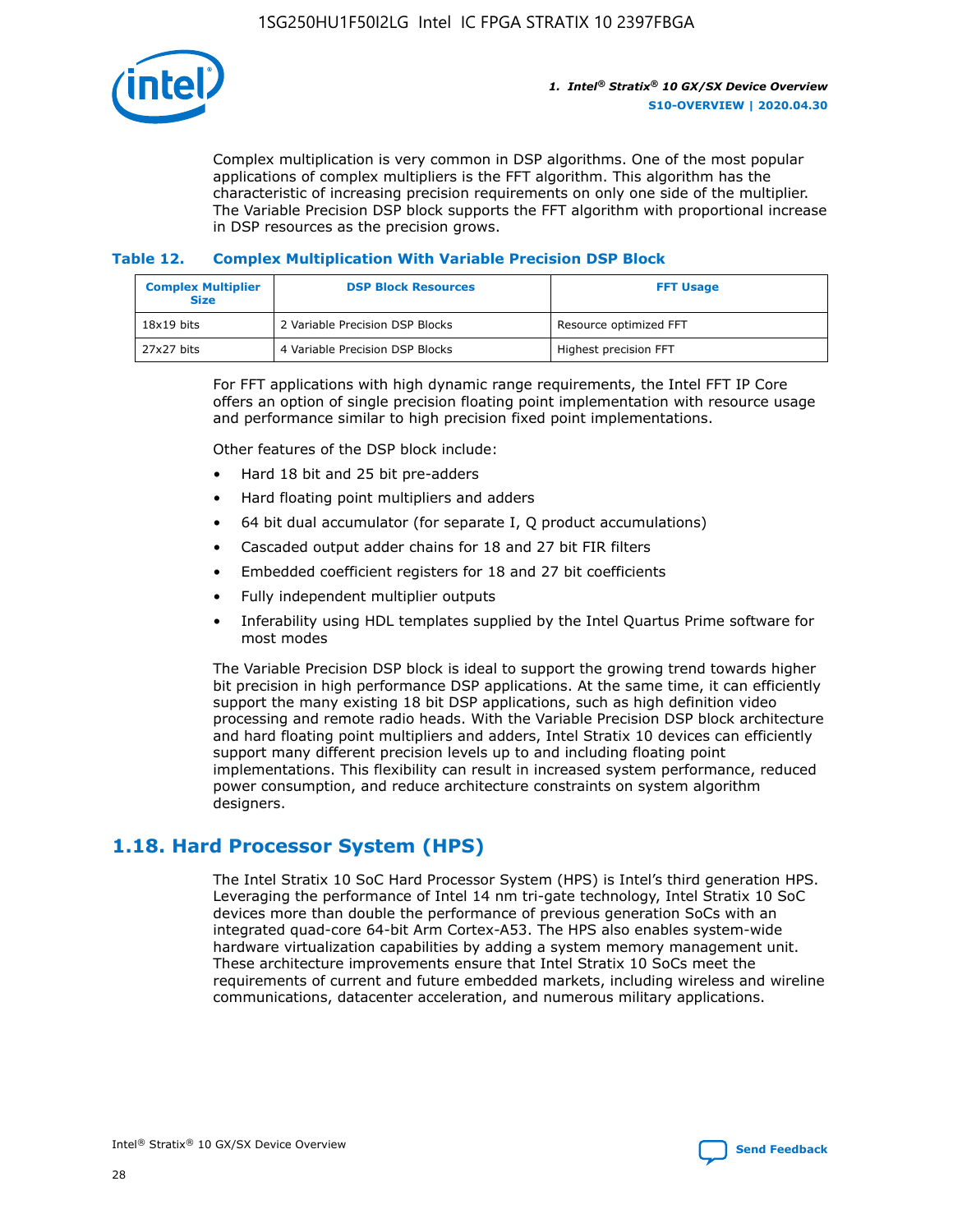Complex multiplication is very common in DSP algorithms. One of the most popular applications of complex multipliers is the FFT algorithm. This algorithm has the characteristic of increasing precision requirements on only one side of the multiplier. The Variable Precision DSP block supports the FFT algorithm with proportional increase in DSP resources as the precision grows.

**Table 12. Complex Multiplication With Variable Precision DSP Block**

| Complex Multiplier Size | DSP Block Resources | FFT Usage |
|---|---|---|
| 18x19 bits | 2 Variable Precision DSP Blocks | Resource optimized FFT |
| 27x27 bits | 4 Variable Precision DSP Blocks | Highest precision FFT |

For FFT applications with high dynamic range requirements, the Intel FFT IP Core offers an option of single precision floating point implementation with resource usage and performance similar to high precision fixed point implementations.

Other features of the DSP block include:

- Hard 18 bit and 25 bit pre-adders
- Hard floating point multipliers and adders
- 64 bit dual accumulator (for separate I, Q product accumulations)
- Cascaded output adder chains for 18 and 27 bit FIR filters
- Embedded coefficient registers for 18 and 27 bit coefficients
- Fully independent multiplier outputs
- Inferability using HDL templates supplied by the Intel Quartus Prime software for most modes

The Variable Precision DSP block is ideal to support the growing trend towards higher bit precision in high performance DSP applications. At the same time, it can efficiently support the many existing 18 bit DSP applications, such as high definition video processing and remote radio heads. With the Variable Precision DSP block architecture and hard floating point multipliers and adders, Intel Stratix 10 devices can efficiently support many different precision levels up to and including floating point implementations. This flexibility can result in increased system performance, reduced power consumption, and reduce architecture constraints on system algorithm designers.

## 1.18. Hard Processor System (HPS)

The Intel Stratix 10 SoC Hard Processor System (HPS) is Intel's third generation HPS. Leveraging the performance of Intel 14 nm tri-gate technology, Intel Stratix 10 SoC devices more than double the performance of previous generation SoCs with an integrated quad-core 64-bit Arm Cortex-A53. The HPS also enables system-wide hardware virtualization capabilities by adding a system memory management unit. These architecture improvements ensure that Intel Stratix 10 SoCs meet the requirements of current and future embedded markets, including wireless and wireline communications, datacenter acceleration, and numerous military applications.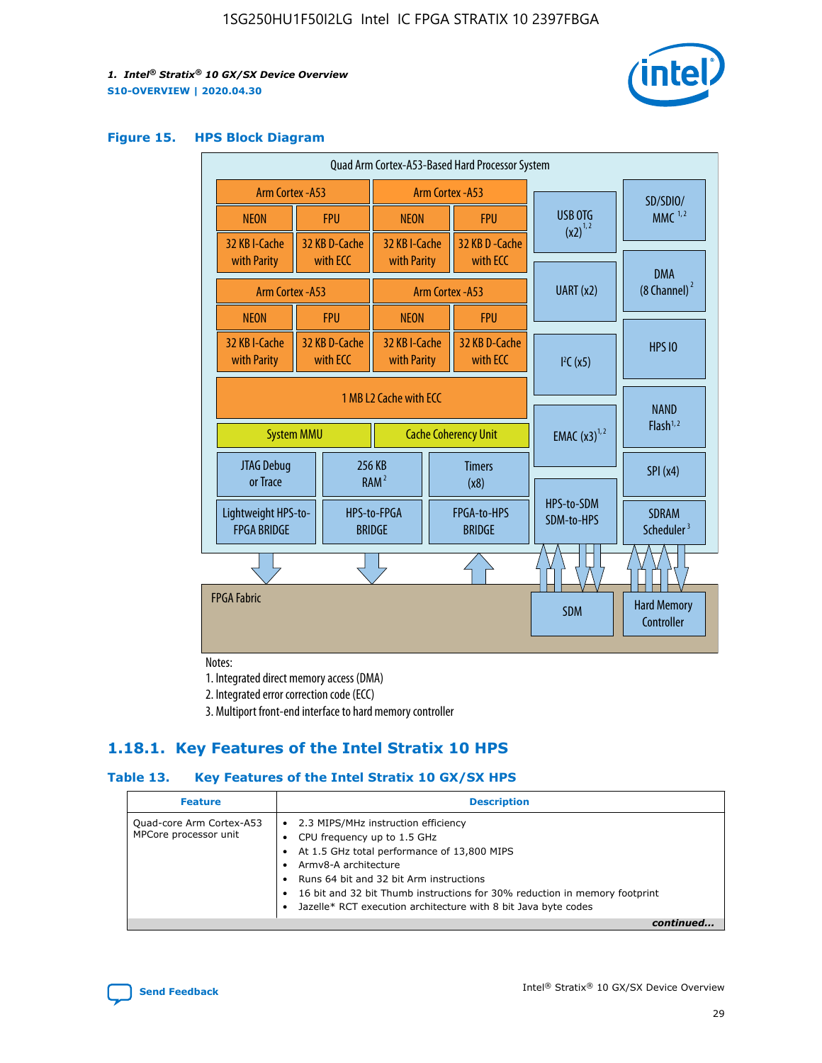### Figure 15. HPS Block Diagram

Quad Arm Cortex-A53-Based Hard Processor System

| Arm Cortex-A53 | | Arm Cortex-A53 | |
|---|---|---|---|
| NEON | FPU | NEON | FPU |
| 32 KB I-Cache with Parity | 32 KB D-Cache with ECC | 32 KB I-Cache with Parity | 32 KB D-Cache with ECC |
| Arm Cortex-A53 | | Arm Cortex-A53 | |
| NEON | FPU | NEON | FPU |
| 32 KB I-Cache with Parity | 32 KB D-Cache with ECC | 32 KB I-Cache with Parity | 32 KB D-Cache with ECC |

1 MB L2 Cache with ECC

System MMU | Cache Coherency Unit

JTAG Debug or Trace | 256 KB RAM [2] | Timers (x8)

Lightweight HPS-to-FPGA BRIDGE | HPS-to-FPGA BRIDGE | FPGA-to-HPS BRIDGE

USB OTG (x2) [1,2] | UART (x2) | I²C (x5) | EMAC (x3) [1,2] | HPS-to-SDM SDM-to-HPS

SD/SDIO/MMC [1,2] | DMA (8 Channel) [2] | HPS IO | NAND Flash [1,2] | SPI (x4) | SDRAM Scheduler [3]

FPGA Fabric | SDM | Hard Memory Controller

Notes:

1. Integrated direct memory access (DMA)
2. Integrated error correction code (ECC)
3. Multiport front-end interface to hard memory controller

## 1.18.1. Key Features of the Intel Stratix 10 HPS

### Table 13. Key Features of the Intel Stratix 10 GX/SX HPS

| Feature | Description |
|---|---|
| Quad-core Arm Cortex-A53 MPCore processor unit | • 2.3 MIPS/MHz instruction efficiency<br>• CPU frequency up to 1.5 GHz<br>• At 1.5 GHz total performance of 13,800 MIPS<br>• Armv8-A architecture<br>• Runs 64 bit and 32 bit Arm instructions<br>• 16 bit and 32 bit Thumb instructions for 30% reduction in memory footprint<br>• Jazelle* RCT execution architecture with 8 bit Java byte codes |

*continued...*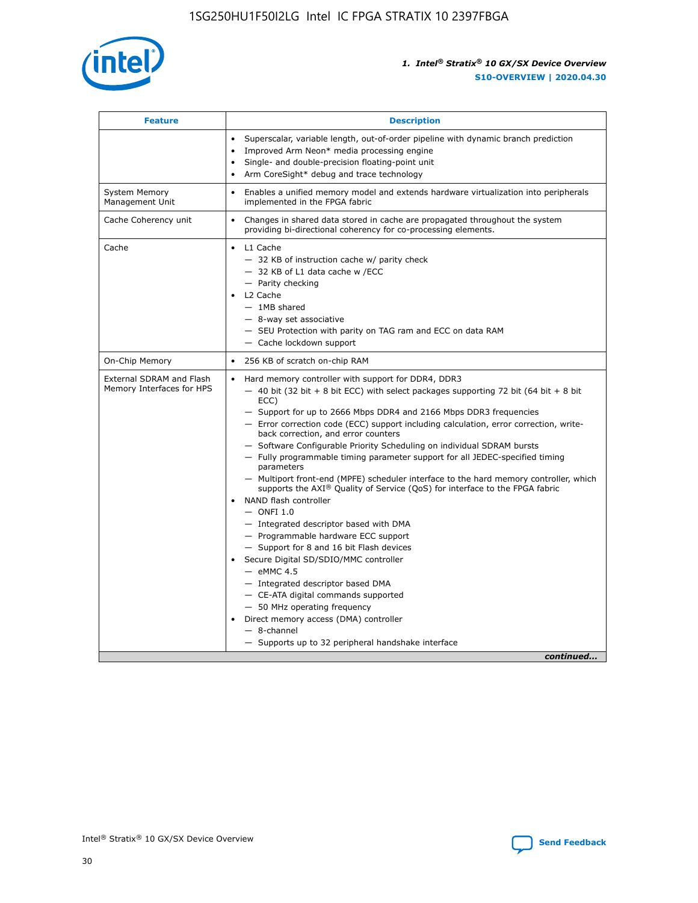| Feature | Description |
| --- | --- |
|  | • Superscalar, variable length, out-of-order pipeline with dynamic branch prediction<br>• Improved Arm Neon* media processing engine<br>• Single- and double-precision floating-point unit<br>• Arm CoreSight* debug and trace technology |
| System Memory Management Unit | • Enables a unified memory model and extends hardware virtualization into peripherals implemented in the FPGA fabric |
| Cache Coherency unit | • Changes in shared data stored in cache are propagated throughout the system providing bi-directional coherency for co-processing elements. |
| Cache | • L1 Cache<br>— 32 KB of instruction cache w/ parity check<br>— 32 KB of L1 data cache w /ECC<br>— Parity checking<br>• L2 Cache<br>— 1MB shared<br>— 8-way set associative<br>— SEU Protection with parity on TAG ram and ECC on data RAM<br>— Cache lockdown support |
| On-Chip Memory | • 256 KB of scratch on-chip RAM |
| External SDRAM and Flash Memory Interfaces for HPS | • Hard memory controller with support for DDR4, DDR3<br>— 40 bit (32 bit + 8 bit ECC) with select packages supporting 72 bit (64 bit + 8 bit ECC)<br>— Support for up to 2666 Mbps DDR4 and 2166 Mbps DDR3 frequencies<br>— Error correction code (ECC) support including calculation, error correction, write-back correction, and error counters<br>— Software Configurable Priority Scheduling on individual SDRAM bursts<br>— Fully programmable timing parameter support for all JEDEC-specified timing parameters<br>— Multiport front-end (MPFE) scheduler interface to the hard memory controller, which supports the AXI® Quality of Service (QoS) for interface to the FPGA fabric<br>• NAND flash controller<br>— ONFI 1.0<br>— Integrated descriptor based with DMA<br>— Programmable hardware ECC support<br>— Support for 8 and 16 bit Flash devices<br>• Secure Digital SD/SDIO/MMC controller<br>— eMMC 4.5<br>— Integrated descriptor based DMA<br>— CE-ATA digital commands supported<br>— 50 MHz operating frequency<br>• Direct memory access (DMA) controller<br>— 8-channel<br>— Supports up to 32 peripheral handshake interface |

*continued...*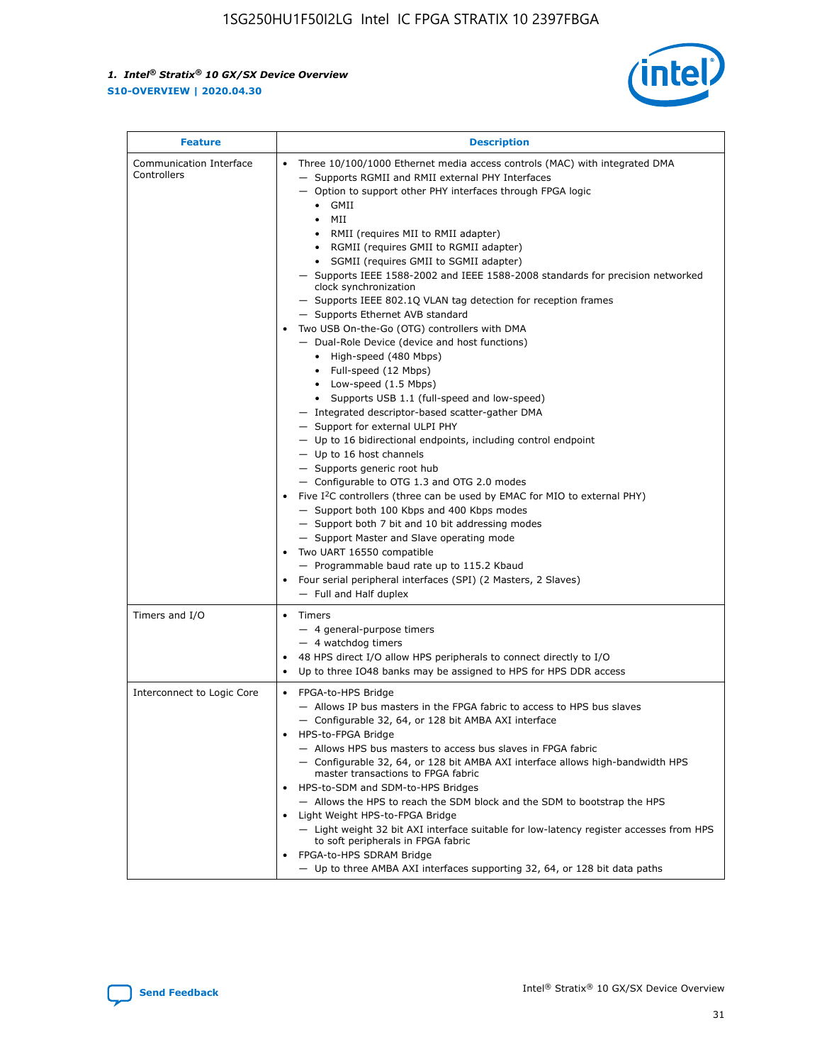| Feature | Description |
| --- | --- |
| Communication Interface Controllers | • Three 10/100/1000 Ethernet media access controls (MAC) with integrated DMA<br>— Supports RGMII and RMII external PHY Interfaces<br>— Option to support other PHY interfaces through FPGA logic<br>• GMII<br>• MII<br>• RMII (requires MII to RMII adapter)<br>• RGMII (requires GMII to RGMII adapter)<br>• SGMII (requires GMII to SGMII adapter)<br>— Supports IEEE 1588-2002 and IEEE 1588-2008 standards for precision networked clock synchronization<br>— Supports IEEE 802.1Q VLAN tag detection for reception frames<br>— Supports Ethernet AVB standard<br>• Two USB On-the-Go (OTG) controllers with DMA<br>— Dual-Role Device (device and host functions)<br>• High-speed (480 Mbps)<br>• Full-speed (12 Mbps)<br>• Low-speed (1.5 Mbps)<br>• Supports USB 1.1 (full-speed and low-speed)<br>— Integrated descriptor-based scatter-gather DMA<br>— Support for external ULPI PHY<br>— Up to 16 bidirectional endpoints, including control endpoint<br>— Up to 16 host channels<br>— Supports generic root hub<br>— Configurable to OTG 1.3 and OTG 2.0 modes<br>• Five I²C controllers (three can be used by EMAC for MIO to external PHY)<br>— Support both 100 Kbps and 400 Kbps modes<br>— Support both 7 bit and 10 bit addressing modes<br>— Support Master and Slave operating mode<br>• Two UART 16550 compatible<br>— Programmable baud rate up to 115.2 Kbaud<br>• Four serial peripheral interfaces (SPI) (2 Masters, 2 Slaves)<br>— Full and Half duplex |
| Timers and I/O | • Timers<br>— 4 general-purpose timers<br>— 4 watchdog timers<br>• 48 HPS direct I/O allow HPS peripherals to connect directly to I/O<br>• Up to three IO48 banks may be assigned to HPS for HPS DDR access |
| Interconnect to Logic Core | • FPGA-to-HPS Bridge<br>— Allows IP bus masters in the FPGA fabric to access to HPS bus slaves<br>— Configurable 32, 64, or 128 bit AMBA AXI interface<br>• HPS-to-FPGA Bridge<br>— Allows HPS bus masters to access bus slaves in FPGA fabric<br>— Configurable 32, 64, or 128 bit AMBA AXI interface allows high-bandwidth HPS master transactions to FPGA fabric<br>• HPS-to-SDM and SDM-to-HPS Bridges<br>— Allows the HPS to reach the SDM block and the SDM to bootstrap the HPS<br>• Light Weight HPS-to-FPGA Bridge<br>— Light weight 32 bit AXI interface suitable for low-latency register accesses from HPS to soft peripherals in FPGA fabric<br>• FPGA-to-HPS SDRAM Bridge<br>— Up to three AMBA AXI interfaces supporting 32, 64, or 128 bit data paths |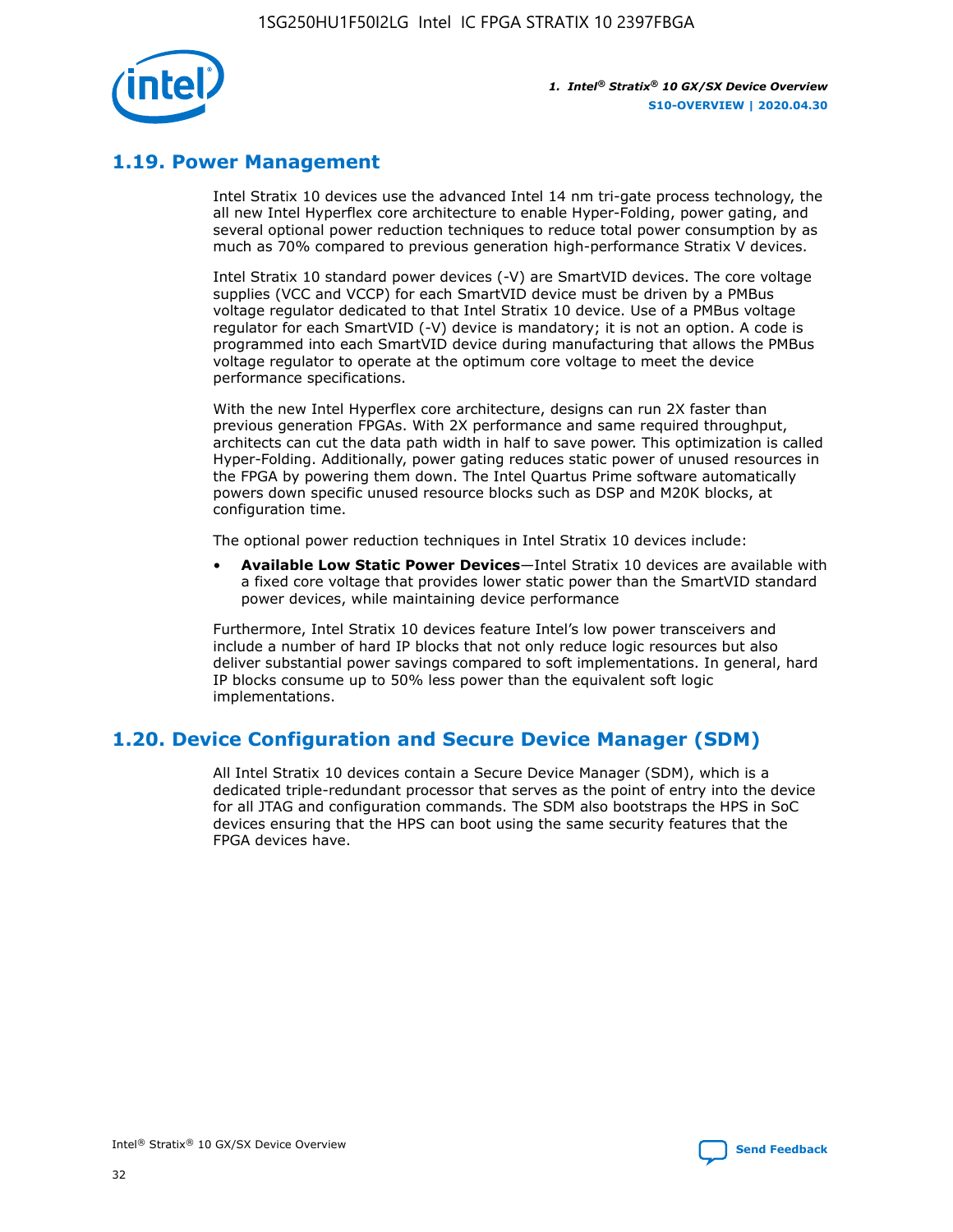## 1.19. Power Management

Intel Stratix 10 devices use the advanced Intel 14 nm tri-gate process technology, the all new Intel Hyperflex core architecture to enable Hyper-Folding, power gating, and several optional power reduction techniques to reduce total power consumption by as much as 70% compared to previous generation high-performance Stratix V devices.

Intel Stratix 10 standard power devices (-V) are SmartVID devices. The core voltage supplies (VCC and VCCP) for each SmartVID device must be driven by a PMBus voltage regulator dedicated to that Intel Stratix 10 device. Use of a PMBus voltage regulator for each SmartVID (-V) device is mandatory; it is not an option. A code is programmed into each SmartVID device during manufacturing that allows the PMBus voltage regulator to operate at the optimum core voltage to meet the device performance specifications.

With the new Intel Hyperflex core architecture, designs can run 2X faster than previous generation FPGAs. With 2X performance and same required throughput, architects can cut the data path width in half to save power. This optimization is called Hyper-Folding. Additionally, power gating reduces static power of unused resources in the FPGA by powering them down. The Intel Quartus Prime software automatically powers down specific unused resource blocks such as DSP and M20K blocks, at configuration time.

The optional power reduction techniques in Intel Stratix 10 devices include:

- **Available Low Static Power Devices**—Intel Stratix 10 devices are available with a fixed core voltage that provides lower static power than the SmartVID standard power devices, while maintaining device performance

Furthermore, Intel Stratix 10 devices feature Intel's low power transceivers and include a number of hard IP blocks that not only reduce logic resources but also deliver substantial power savings compared to soft implementations. In general, hard IP blocks consume up to 50% less power than the equivalent soft logic implementations.

## 1.20. Device Configuration and Secure Device Manager (SDM)

All Intel Stratix 10 devices contain a Secure Device Manager (SDM), which is a dedicated triple-redundant processor that serves as the point of entry into the device for all JTAG and configuration commands. The SDM also bootstraps the HPS in SoC devices ensuring that the HPS can boot using the same security features that the FPGA devices have.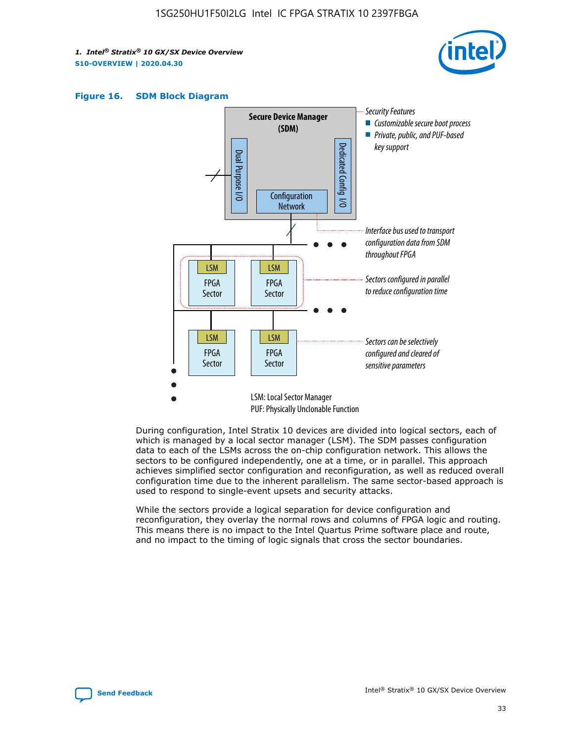**Figure 16. SDM Block Diagram**

Secure Device Manager (SDM)

Dual Purpose I/O

Dedicated Config I/O

Configuration Network

Security Features
- Customizable secure boot process
- Private, public, and PUF-based key support

Interface bus used to transport configuration data from SDM throughout FPGA

LSM FPGA Sector

Sectors configured in parallel to reduce configuration time

Sectors can be selectively configured and cleared of sensitive parameters

LSM: Local Sector Manager
PUF: Physically Unclonable Function

During configuration, Intel Stratix 10 devices are divided into logical sectors, each of which is managed by a local sector manager (LSM). The SDM passes configuration data to each of the LSMs across the on-chip configuration network. This allows the sectors to be configured independently, one at a time, or in parallel. This approach achieves simplified sector configuration and reconfiguration, as well as reduced overall configuration time due to the inherent parallelism. The same sector-based approach is used to respond to single-event upsets and security attacks.

While the sectors provide a logical separation for device configuration and reconfiguration, they overlay the normal rows and columns of FPGA logic and routing. This means there is no impact to the Intel Quartus Prime software place and route, and no impact to the timing of logic signals that cross the sector boundaries.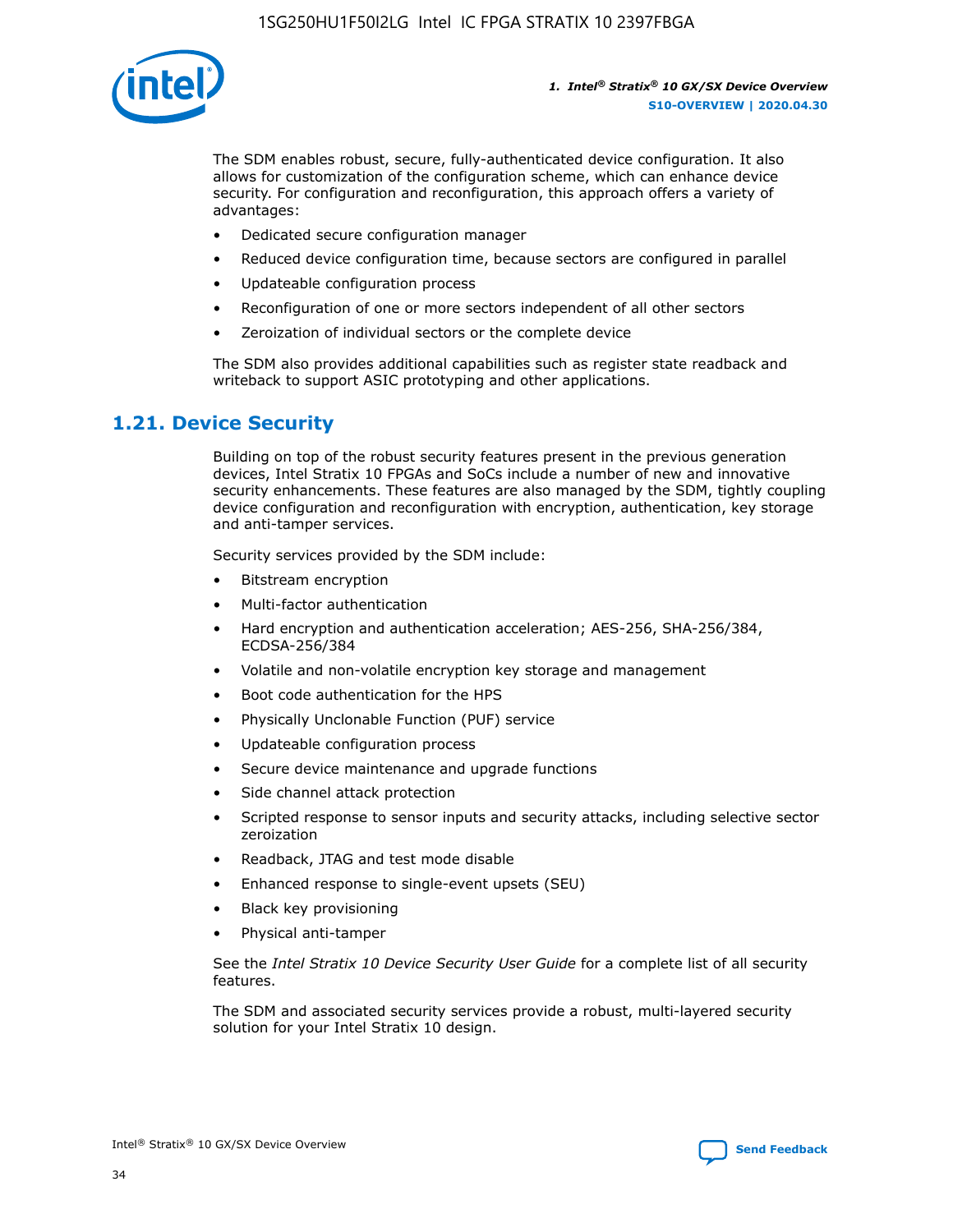The SDM enables robust, secure, fully-authenticated device configuration. It also allows for customization of the configuration scheme, which can enhance device security. For configuration and reconfiguration, this approach offers a variety of advantages:

- Dedicated secure configuration manager
- Reduced device configuration time, because sectors are configured in parallel
- Updateable configuration process
- Reconfiguration of one or more sectors independent of all other sectors
- Zeroization of individual sectors or the complete device

The SDM also provides additional capabilities such as register state readback and writeback to support ASIC prototyping and other applications.

## 1.21. Device Security

Building on top of the robust security features present in the previous generation devices, Intel Stratix 10 FPGAs and SoCs include a number of new and innovative security enhancements. These features are also managed by the SDM, tightly coupling device configuration and reconfiguration with encryption, authentication, key storage and anti-tamper services.

Security services provided by the SDM include:

- Bitstream encryption
- Multi-factor authentication
- Hard encryption and authentication acceleration; AES-256, SHA-256/384, ECDSA-256/384
- Volatile and non-volatile encryption key storage and management
- Boot code authentication for the HPS
- Physically Unclonable Function (PUF) service
- Updateable configuration process
- Secure device maintenance and upgrade functions
- Side channel attack protection
- Scripted response to sensor inputs and security attacks, including selective sector zeroization
- Readback, JTAG and test mode disable
- Enhanced response to single-event upsets (SEU)
- Black key provisioning
- Physical anti-tamper

See the *Intel Stratix 10 Device Security User Guide* for a complete list of all security features.

The SDM and associated security services provide a robust, multi-layered security solution for your Intel Stratix 10 design.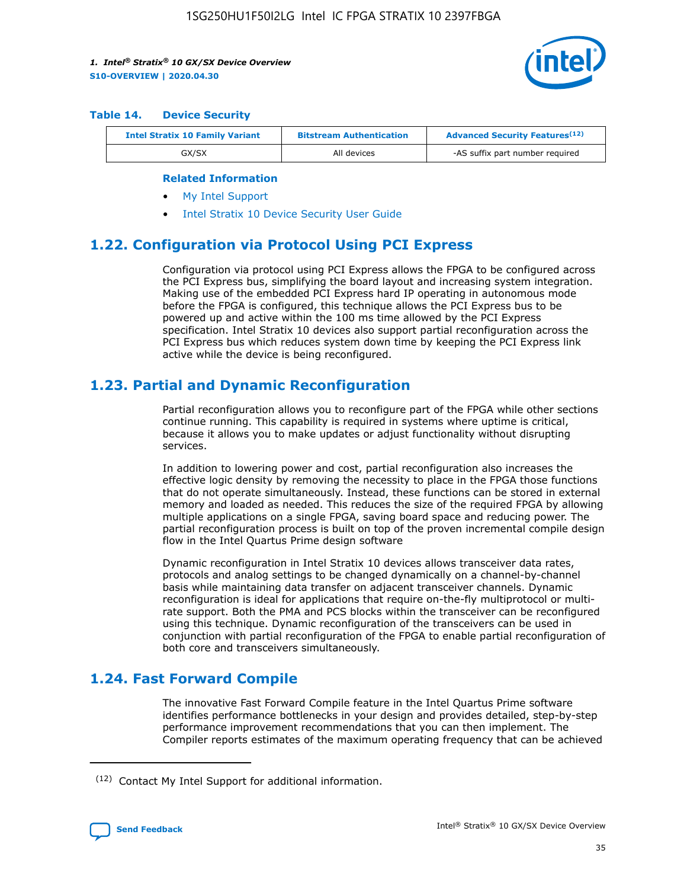**Table 14. Device Security**

| Intel Stratix 10 Family Variant | Bitstream Authentication | Advanced Security Features[12] |
|---|---|---|
| GX/SX | All devices | -AS suffix part number required |

**Related Information**

- My Intel Support
- Intel Stratix 10 Device Security User Guide

## 1.22. Configuration via Protocol Using PCI Express

Configuration via protocol using PCI Express allows the FPGA to be configured across the PCI Express bus, simplifying the board layout and increasing system integration. Making use of the embedded PCI Express hard IP operating in autonomous mode before the FPGA is configured, this technique allows the PCI Express bus to be powered up and active within the 100 ms time allowed by the PCI Express specification. Intel Stratix 10 devices also support partial reconfiguration across the PCI Express bus which reduces system down time by keeping the PCI Express link active while the device is being reconfigured.

## 1.23. Partial and Dynamic Reconfiguration

Partial reconfiguration allows you to reconfigure part of the FPGA while other sections continue running. This capability is required in systems where uptime is critical, because it allows you to make updates or adjust functionality without disrupting services.

In addition to lowering power and cost, partial reconfiguration also increases the effective logic density by removing the necessity to place in the FPGA those functions that do not operate simultaneously. Instead, these functions can be stored in external memory and loaded as needed. This reduces the size of the required FPGA by allowing multiple applications on a single FPGA, saving board space and reducing power. The partial reconfiguration process is built on top of the proven incremental compile design flow in the Intel Quartus Prime design software

Dynamic reconfiguration in Intel Stratix 10 devices allows transceiver data rates, protocols and analog settings to be changed dynamically on a channel-by-channel basis while maintaining data transfer on adjacent transceiver channels. Dynamic reconfiguration is ideal for applications that require on-the-fly multiprotocol or multi-rate support. Both the PMA and PCS blocks within the transceiver can be reconfigured using this technique. Dynamic reconfiguration of the transceivers can be used in conjunction with partial reconfiguration of the FPGA to enable partial reconfiguration of both core and transceivers simultaneously.

## 1.24. Fast Forward Compile

The innovative Fast Forward Compile feature in the Intel Quartus Prime software identifies performance bottlenecks in your design and provides detailed, step-by-step performance improvement recommendations that you can then implement. The Compiler reports estimates of the maximum operating frequency that can be achieved

[12] Contact My Intel Support for additional information.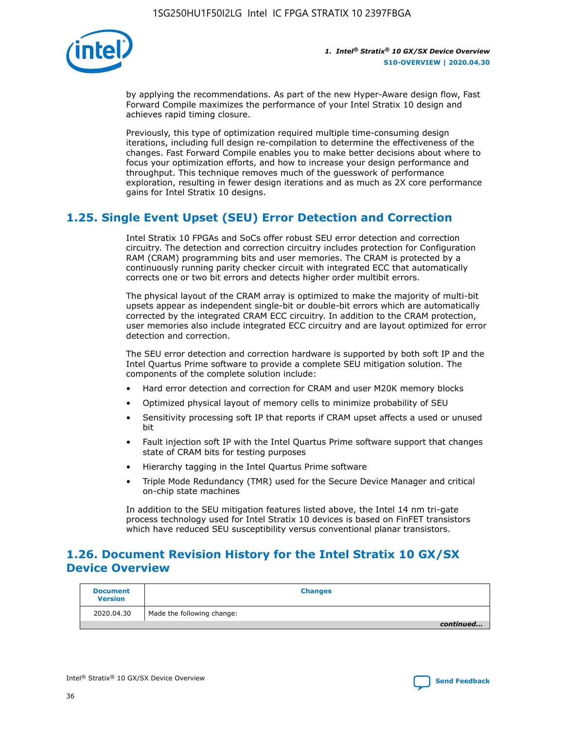by applying the recommendations. As part of the new Hyper-Aware design flow, Fast Forward Compile maximizes the performance of your Intel Stratix 10 design and achieves rapid timing closure.

Previously, this type of optimization required multiple time-consuming design iterations, including full design re-compilation to determine the effectiveness of the changes. Fast Forward Compile enables you to make better decisions about where to focus your optimization efforts, and how to increase your design performance and throughput. This technique removes much of the guesswork of performance exploration, resulting in fewer design iterations and as much as 2X core performance gains for Intel Stratix 10 designs.

## 1.25. Single Event Upset (SEU) Error Detection and Correction

Intel Stratix 10 FPGAs and SoCs offer robust SEU error detection and correction circuitry. The detection and correction circuitry includes protection for Configuration RAM (CRAM) programming bits and user memories. The CRAM is protected by a continuously running parity checker circuit with integrated ECC that automatically corrects one or two bit errors and detects higher order multibit errors.

The physical layout of the CRAM array is optimized to make the majority of multi-bit upsets appear as independent single-bit or double-bit errors which are automatically corrected by the integrated CRAM ECC circuitry. In addition to the CRAM protection, user memories also include integrated ECC circuitry and are layout optimized for error detection and correction.

The SEU error detection and correction hardware is supported by both soft IP and the Intel Quartus Prime software to provide a complete SEU mitigation solution. The components of the complete solution include:

- Hard error detection and correction for CRAM and user M20K memory blocks
- Optimized physical layout of memory cells to minimize probability of SEU
- Sensitivity processing soft IP that reports if CRAM upset affects a used or unused bit
- Fault injection soft IP with the Intel Quartus Prime software support that changes state of CRAM bits for testing purposes
- Hierarchy tagging in the Intel Quartus Prime software
- Triple Mode Redundancy (TMR) used for the Secure Device Manager and critical on-chip state machines

In addition to the SEU mitigation features listed above, the Intel 14 nm tri-gate process technology used for Intel Stratix 10 devices is based on FinFET transistors which have reduced SEU susceptibility versus conventional planar transistors.

## 1.26. Document Revision History for the Intel Stratix 10 GX/SX Device Overview

| Document Version | Changes |
| --- | --- |
| 2020.04.30 | Made the following change: |

*continued...*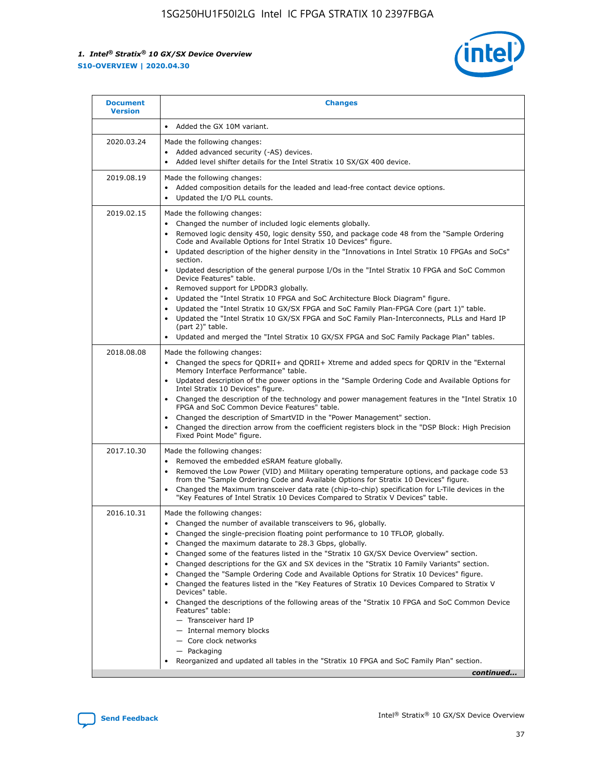| Document Version | Changes |
| --- | --- |
| | • Added the GX 10M variant. |
| 2020.03.24 | Made the following changes:<br>• Added advanced security (-AS) devices.<br>• Added level shifter details for the Intel Stratix 10 SX/GX 400 device. |
| 2019.08.19 | Made the following changes:<br>• Added composition details for the leaded and lead-free contact device options.<br>• Updated the I/O PLL counts. |
| 2019.02.15 | Made the following changes:<br>• Changed the number of included logic elements globally.<br>• Removed logic density 450, logic density 550, and package code 48 from the "Sample Ordering Code and Available Options for Intel Stratix 10 Devices" figure.<br>• Updated description of the higher density in the "Innovations in Intel Stratix 10 FPGAs and SoCs" section.<br>• Updated description of the general purpose I/Os in the "Intel Stratix 10 FPGA and SoC Common Device Features" table.<br>• Removed support for LPDDR3 globally.<br>• Updated the "Intel Stratix 10 FPGA and SoC Architecture Block Diagram" figure.<br>• Updated the "Intel Stratix 10 GX/SX FPGA and SoC Family Plan-FPGA Core (part 1)" table.<br>• Updated the "Intel Stratix 10 GX/SX FPGA and SoC Family Plan-Interconnects, PLLs and Hard IP (part 2)" table.<br>• Updated and merged the "Intel Stratix 10 GX/SX FPGA and SoC Family Package Plan" tables. |
| 2018.08.08 | Made the following changes:<br>• Changed the specs for QDRII+ and QDRII+ Xtreme and added specs for QDRIV in the "External Memory Interface Performance" table.<br>• Updated description of the power options in the "Sample Ordering Code and Available Options for Intel Stratix 10 Devices" figure.<br>• Changed the description of the technology and power management features in the "Intel Stratix 10 FPGA and SoC Common Device Features" table.<br>• Changed the description of SmartVID in the "Power Management" section.<br>• Changed the direction arrow from the coefficient registers block in the "DSP Block: High Precision Fixed Point Mode" figure. |
| 2017.10.30 | Made the following changes:<br>• Removed the embedded eSRAM feature globally.<br>• Removed the Low Power (VID) and Military operating temperature options, and package code 53 from the "Sample Ordering Code and Available Options for Stratix 10 Devices" figure.<br>• Changed the Maximum transceiver data rate (chip-to-chip) specification for L-Tile devices in the "Key Features of Intel Stratix 10 Devices Compared to Stratix V Devices" table. |
| 2016.10.31 | Made the following changes:<br>• Changed the number of available transceivers to 96, globally.<br>• Changed the single-precision floating point performance to 10 TFLOP, globally.<br>• Changed the maximum datarate to 28.3 Gbps, globally.<br>• Changed some of the features listed in the "Stratix 10 GX/SX Device Overview" section.<br>• Changed descriptions for the GX and SX devices in the "Stratix 10 Family Variants" section.<br>• Changed the "Sample Ordering Code and Available Options for Stratix 10 Devices" figure.<br>• Changed the features listed in the "Key Features of Stratix 10 Devices Compared to Stratix V Devices" table.<br>• Changed the descriptions of the following areas of the "Stratix 10 FPGA and SoC Common Device Features" table:<br>— Transceiver hard IP<br>— Internal memory blocks<br>— Core clock networks<br>— Packaging<br>• Reorganized and updated all tables in the "Stratix 10 FPGA and SoC Family Plan" section. |

*continued...*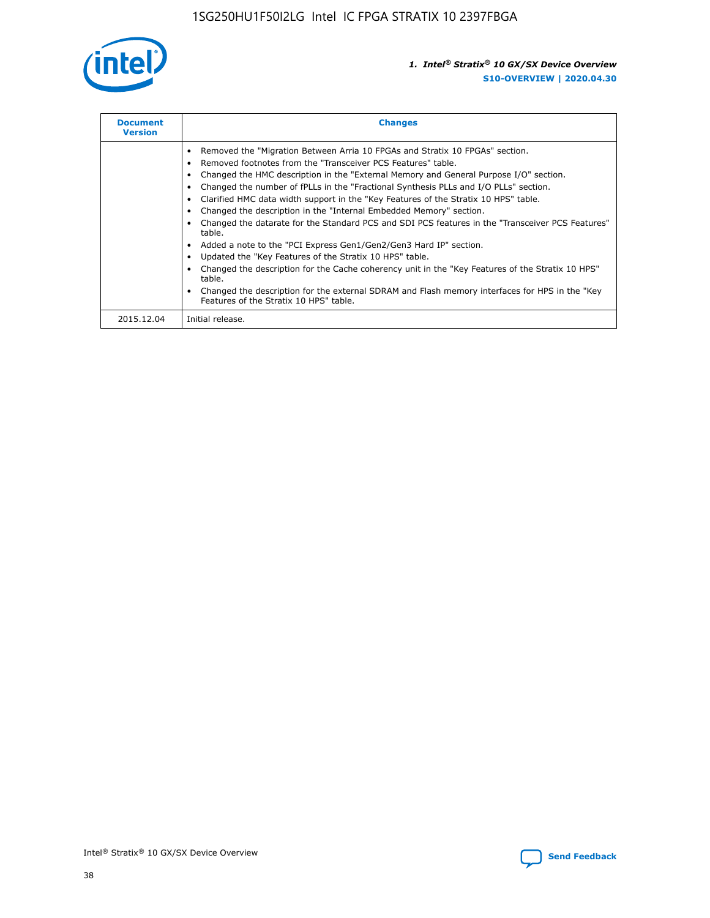| Document Version | Changes |
| --- | --- |
| | • Removed the "Migration Between Arria 10 FPGAs and Stratix 10 FPGAs" section.<br>• Removed footnotes from the "Transceiver PCS Features" table.<br>• Changed the HMC description in the "External Memory and General Purpose I/O" section.<br>• Changed the number of fPLLs in the "Fractional Synthesis PLLs and I/O PLLs" section.<br>• Clarified HMC data width support in the "Key Features of the Stratix 10 HPS" table.<br>• Changed the description in the "Internal Embedded Memory" section.<br>• Changed the datarate for the Standard PCS and SDI PCS features in the "Transceiver PCS Features" table.<br>• Added a note to the "PCI Express Gen1/Gen2/Gen3 Hard IP" section.<br>• Updated the "Key Features of the Stratix 10 HPS" table.<br>• Changed the description for the Cache coherency unit in the "Key Features of the Stratix 10 HPS" table.<br>• Changed the description for the external SDRAM and Flash memory interfaces for HPS in the "Key Features of the Stratix 10 HPS" table. |
| 2015.12.04 | Initial release. |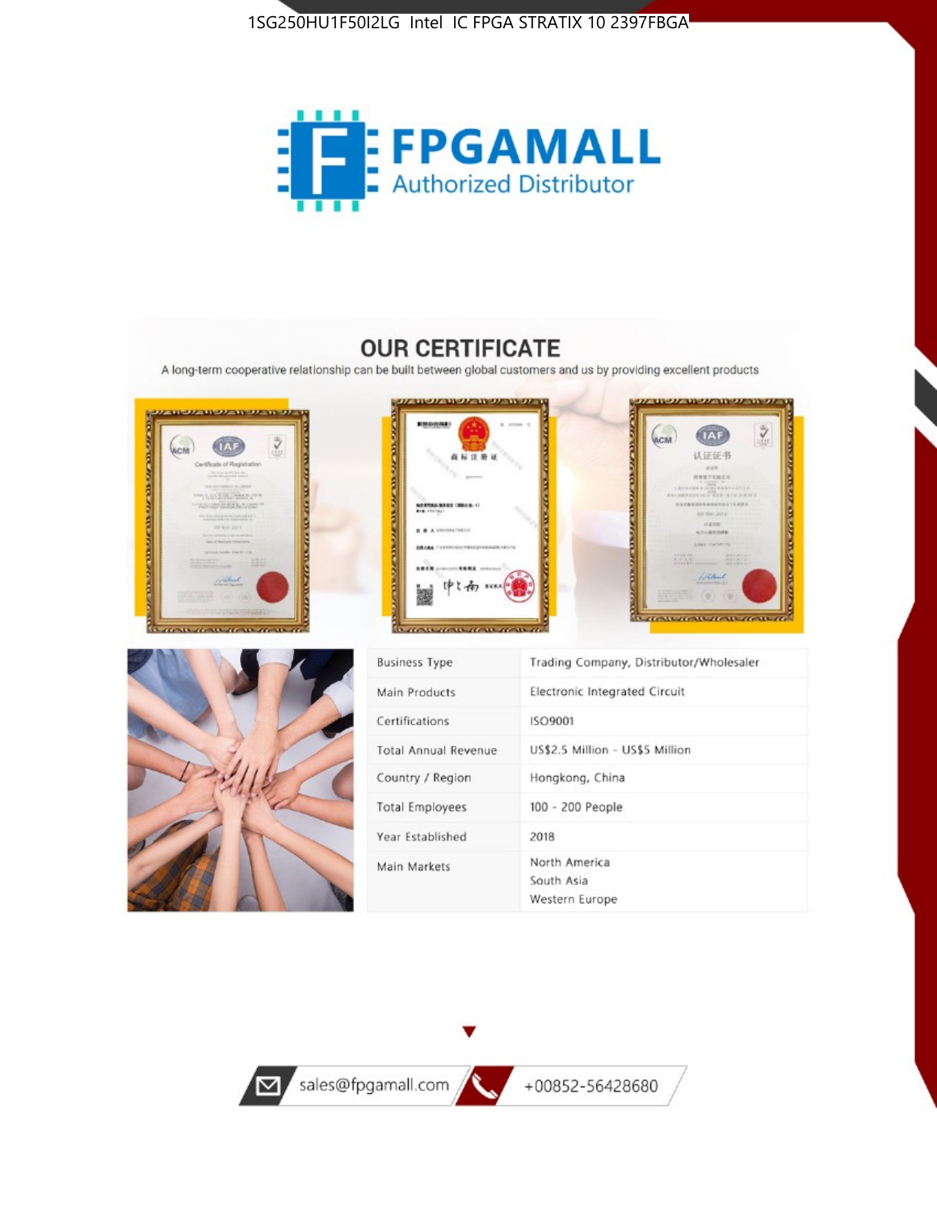FPGAMALL
Authorized Distributor

## OUR CERTIFICATE

A long-term cooperative relationship can be built between global customers and us by providing excellent products

| | |
|---|---|
| Business Type | Trading Company, Distributor/Wholesaler |
| Main Products | Electronic Integrated Circuit |
| Certifications | ISO9001 |
| Total Annual Revenue | US$2.5 Million - US$5 Million |
| Country / Region | Hongkong, China |
| Total Employees | 100 - 200 People |
| Year Established | 2018 |
| Main Markets | North America<br>South Asia<br>Western Europe |

sales@fpgamall.com

+00852-56428680